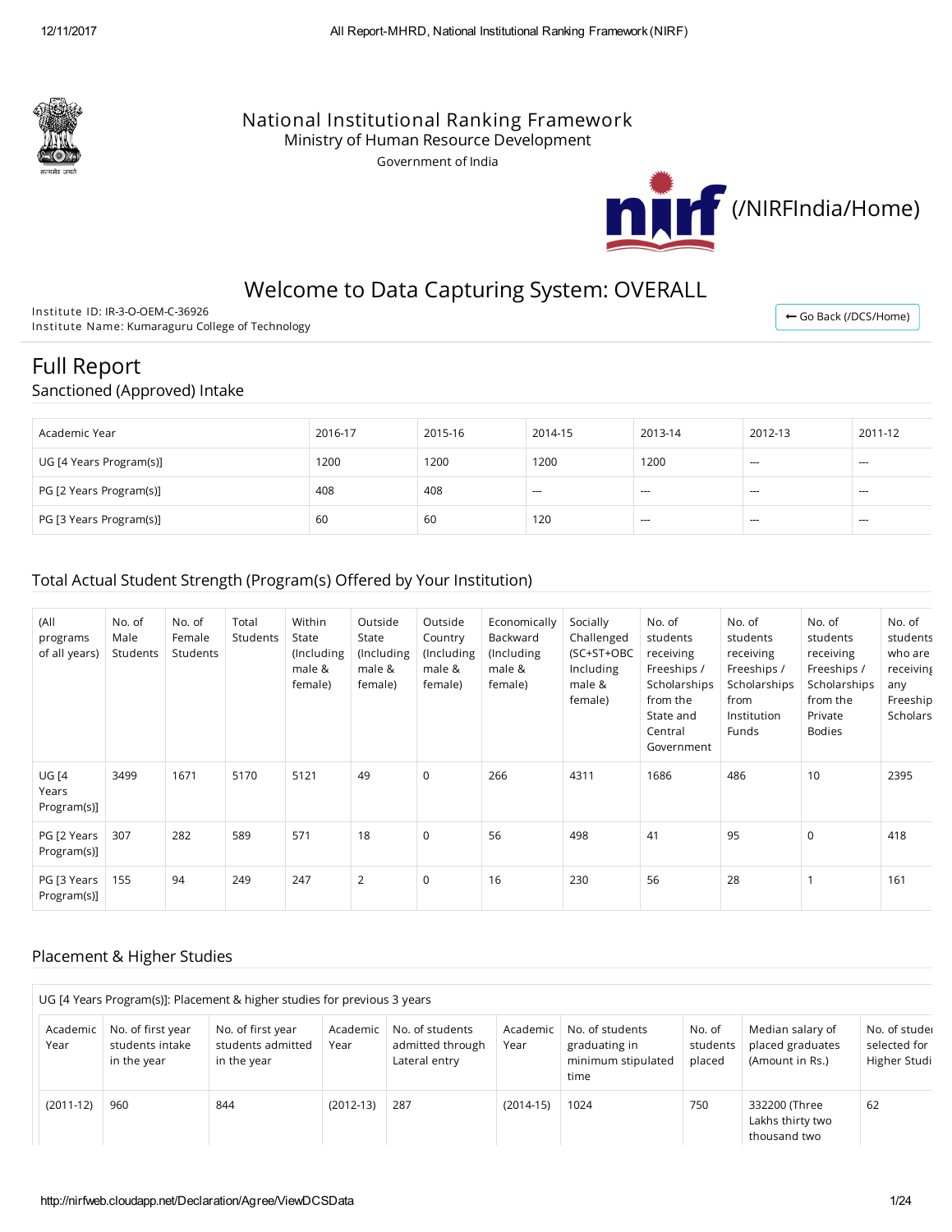National Institutional Ranking Framework
Ministry of Human Resource Development
Government of India

(/NIRFIndia/Home)

# Welcome to Data Capturing System: OVERALL

Institute ID: IR-3-O-OEM-C-36926
Institute Name: Kumaraguru College of Technology

← Go Back (/DCS/Home)

# Full Report

## Sanctioned (Approved) Intake

| Academic Year | 2016-17 | 2015-16 | 2014-15 | 2013-14 | 2012-13 | 2011-12 |
|---|---|---|---|---|---|---|
| UG [4 Years Program(s)] | 1200 | 1200 | 1200 | 1200 | --- | --- |
| PG [2 Years Program(s)] | 408 | 408 | --- | --- | --- | --- |
| PG [3 Years Program(s)] | 60 | 60 | 120 | --- | --- | --- |

## Total Actual Student Strength (Program(s) Offered by Your Institution)

| (All programs of all years) | No. of Male Students | No. of Female Students | Total Students | Within State (Including male & female) | Outside State (Including male & female) | Outside Country (Including male & female) | Economically Backward (Including male & female) | Socially Challenged (SC+ST+OBC Including male & female) | No. of students receiving Freeships / Scholarships from the State and Central Government | No. of students receiving Freeships / Scholarships from Institution Funds | No. of students receiving Freeships / Scholarships from the Private Bodies | No. of students who are receiving any Freeship Scholars |
|---|---|---|---|---|---|---|---|---|---|---|---|---|
| UG [4 Years Program(s)] | 3499 | 1671 | 5170 | 5121 | 49 | 0 | 266 | 4311 | 1686 | 486 | 10 | 2395 |
| PG [2 Years Program(s)] | 307 | 282 | 589 | 571 | 18 | 0 | 56 | 498 | 41 | 95 | 0 | 418 |
| PG [3 Years Program(s)] | 155 | 94 | 249 | 247 | 2 | 0 | 16 | 230 | 56 | 28 | 1 | 161 |

## Placement & Higher Studies

UG [4 Years Program(s)]: Placement & higher studies for previous 3 years

| Academic Year | No. of first year students intake in the year | No. of first year students admitted in the year | Academic Year | No. of students admitted through Lateral entry | Academic Year | No. of students graduating in minimum stipulated time | No. of students placed | Median salary of placed graduates (Amount in Rs.) | No. of students selected for Higher Studi |
|---|---|---|---|---|---|---|---|---|---|
| (2011-12) | 960 | 844 | (2012-13) | 287 | (2014-15) | 1024 | 750 | 332200 (Three Lakhs thirty two thousand two | 62 |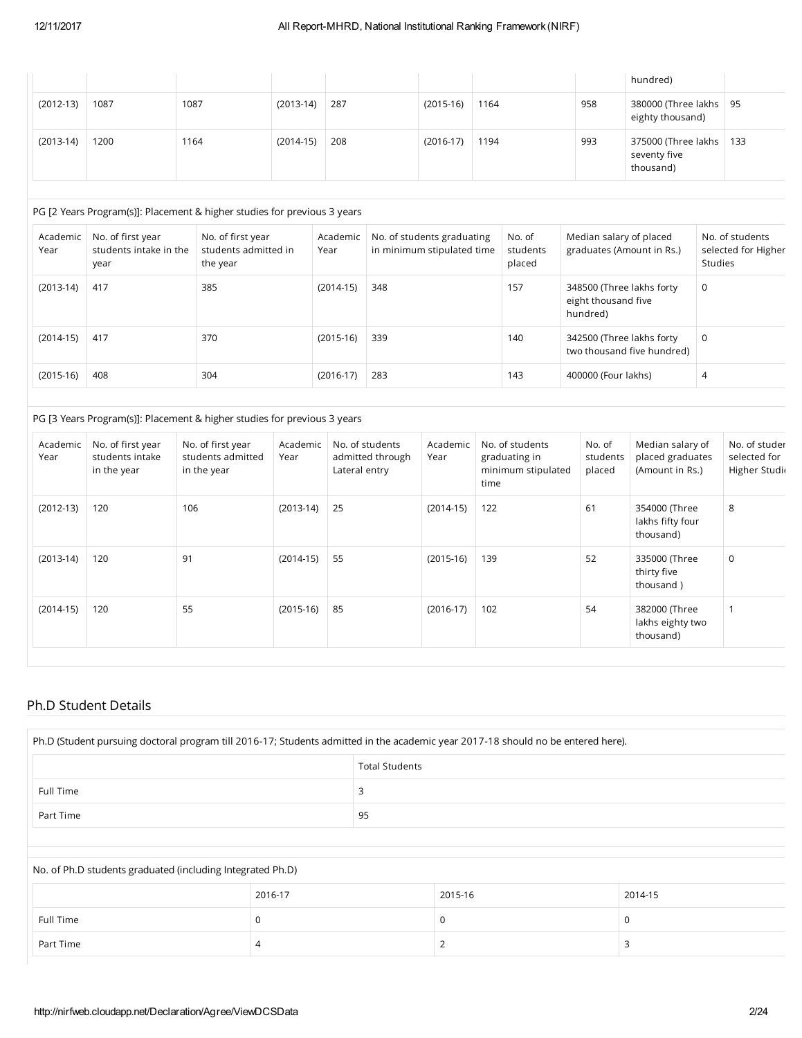| | | | | | | | | hundred) | |
|---|---|---|---|---|---|---|---|---|---|
| (2012-13) | 1087 | 1087 | (2013-14) | 287 | (2015-16) | 1164 | 958 | 380000 (Three lakhs eighty thousand) | 95 |
| (2013-14) | 1200 | 1164 | (2014-15) | 208 | (2016-17) | 1194 | 993 | 375000 (Three lakhs seventy five thousand) | 133 |

PG [2 Years Program(s)]: Placement & higher studies for previous 3 years

| Academic Year | No. of first year students intake in the year | No. of first year students admitted in the year | Academic Year | No. of students graduating in minimum stipulated time | No. of students placed | Median salary of placed graduates (Amount in Rs.) | No. of students selected for Higher Studies |
|---|---|---|---|---|---|---|---|
| (2013-14) | 417 | 385 | (2014-15) | 348 | 157 | 348500 (Three lakhs forty eight thousand five hundred) | 0 |
| (2014-15) | 417 | 370 | (2015-16) | 339 | 140 | 342500 (Three lakhs forty two thousand five hundred) | 0 |
| (2015-16) | 408 | 304 | (2016-17) | 283 | 143 | 400000 (Four lakhs) | 4 |

PG [3 Years Program(s)]: Placement & higher studies for previous 3 years

| Academic Year | No. of first year students intake in the year | No. of first year students admitted in the year | Academic Year | No. of students admitted through Lateral entry | Academic Year | No. of students graduating in minimum stipulated time | No. of students placed | Median salary of placed graduates (Amount in Rs.) | No. of students selected for Higher Studies |
|---|---|---|---|---|---|---|---|---|---|
| (2012-13) | 120 | 106 | (2013-14) | 25 | (2014-15) | 122 | 61 | 354000 (Three lakhs fifty four thousand) | 8 |
| (2013-14) | 120 | 91 | (2014-15) | 55 | (2015-16) | 139 | 52 | 335000 (Three thirty five thousand ) | 0 |
| (2014-15) | 120 | 55 | (2015-16) | 85 | (2016-17) | 102 | 54 | 382000 (Three lakhs eighty two thousand) | 1 |

## Ph.D Student Details

Ph.D (Student pursuing doctoral program till 2016-17; Students admitted in the academic year 2017-18 should no be entered here).

| | Total Students |
|---|---|
| Full Time | 3 |
| Part Time | 95 |

No. of Ph.D students graduated (including Integrated Ph.D)

| | 2016-17 | 2015-16 | 2014-15 |
|---|---|---|---|
| Full Time | 0 | 0 | 0 |
| Part Time | 4 | 2 | 3 |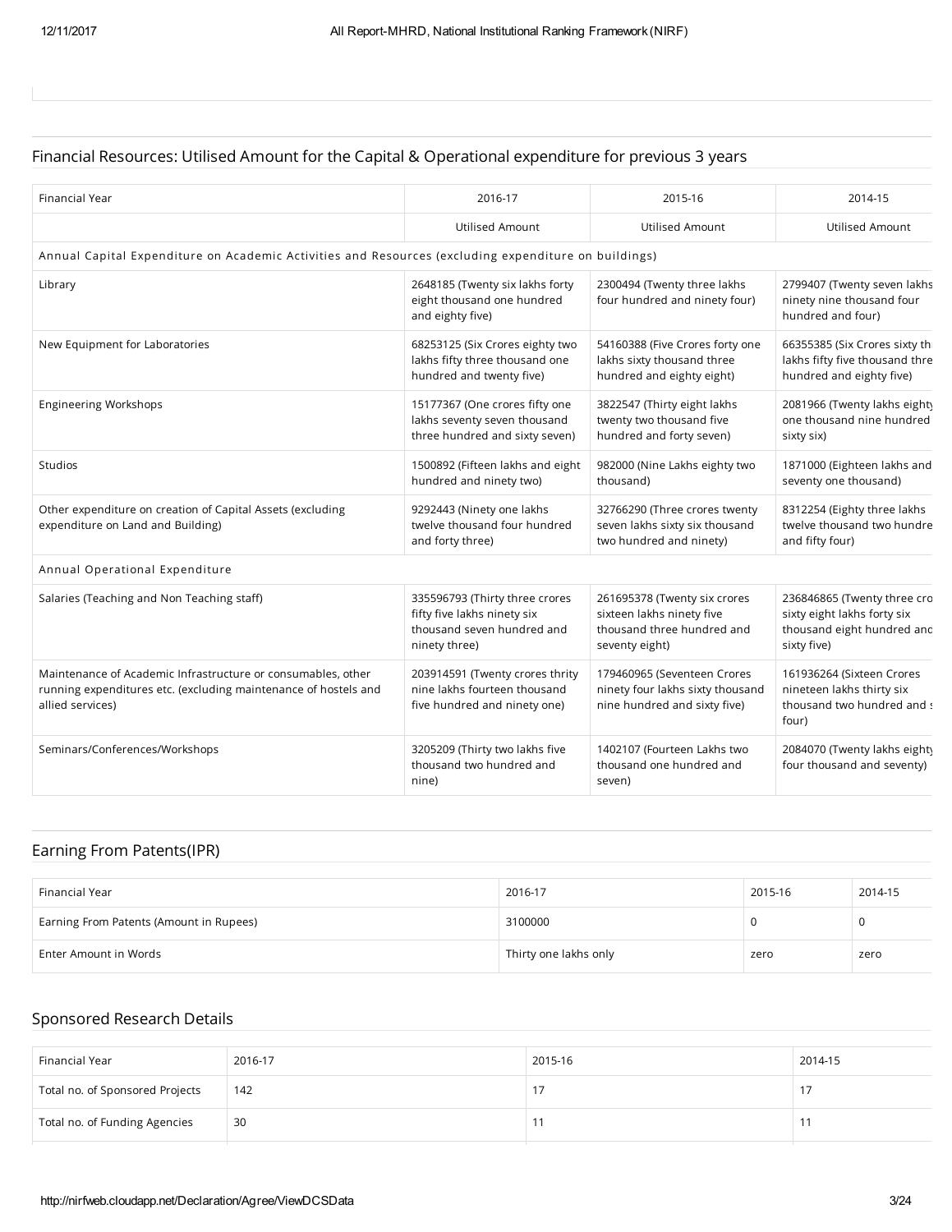## Financial Resources: Utilised Amount for the Capital & Operational expenditure for previous 3 years

| Financial Year | 2016-17 | 2015-16 | 2014-15 |
|---|---|---|---|
| | Utilised Amount | Utilised Amount | Utilised Amount |
| Annual Capital Expenditure on Academic Activities and Resources (excluding expenditure on buildings) | | | |
| Library | 2648185 (Twenty six lakhs forty eight thousand one hundred and eighty five) | 2300494 (Twenty three lakhs four hundred and ninety four) | 2799407 (Twenty seven lakhs ninety nine thousand four hundred and four) |
| New Equipment for Laboratories | 68253125 (Six Crores eighty two lakhs fifty three thousand one hundred and twenty five) | 54160388 (Five Crores forty one lakhs sixty thousand three hundred and eighty eight) | 66355385 (Six Crores sixty th lakhs fifty five thousand thre hundred and eighty five) |
| Engineering Workshops | 15177367 (One crores fifty one lakhs seventy seven thousand three hundred and sixty seven) | 3822547 (Thirty eight lakhs twenty two thousand five hundred and forty seven) | 2081966 (Twenty lakhs eighty one thousand nine hundred sixty six) |
| Studios | 1500892 (Fifteen lakhs and eight hundred and ninety two) | 982000 (Nine Lakhs eighty two thousand) | 1871000 (Eighteen lakhs and seventy one thousand) |
| Other expenditure on creation of Capital Assets (excluding expenditure on Land and Building) | 9292443 (Ninety one lakhs twelve thousand four hundred and forty three) | 32766290 (Three crores twenty seven lakhs sixty six thousand two hundred and ninety) | 8312254 (Eighty three lakhs twelve thousand two hundre and fifty four) |
| Annual Operational Expenditure | | | |
| Salaries (Teaching and Non Teaching staff) | 335596793 (Thirty three crores fifty five lakhs ninety six thousand seven hundred and ninety three) | 261695378 (Twenty six crores sixteen lakhs ninety five thousand three hundred and seventy eight) | 236846865 (Twenty three cro sixty eight lakhs forty six thousand eight hundred and sixty five) |
| Maintenance of Academic Infrastructure or consumables, other running expenditures etc. (excluding maintenance of hostels and allied services) | 203914591 (Twenty crores thrity nine lakhs fourteen thousand five hundred and ninety one) | 179460965 (Seventeen Crores ninety four lakhs sixty thousand nine hundred and sixty five) | 161936264 (Sixteen Crores nineteen lakhs thirty six thousand two hundred and s four) |
| Seminars/Conferences/Workshops | 3205209 (Thirty two lakhs five thousand two hundred and nine) | 1402107 (Fourteen Lakhs two thousand one hundred and seven) | 2084070 (Twenty lakhs eighty four thousand and seventy) |

## Earning From Patents(IPR)

| Financial Year | 2016-17 | 2015-16 | 2014-15 |
|---|---|---|---|
| Earning From Patents (Amount in Rupees) | 3100000 | 0 | 0 |
| Enter Amount in Words | Thirty one lakhs only | zero | zero |

## Sponsored Research Details

| Financial Year | 2016-17 | 2015-16 | 2014-15 |
|---|---|---|---|
| Total no. of Sponsored Projects | 142 | 17 | 17 |
| Total no. of Funding Agencies | 30 | 11 | 11 |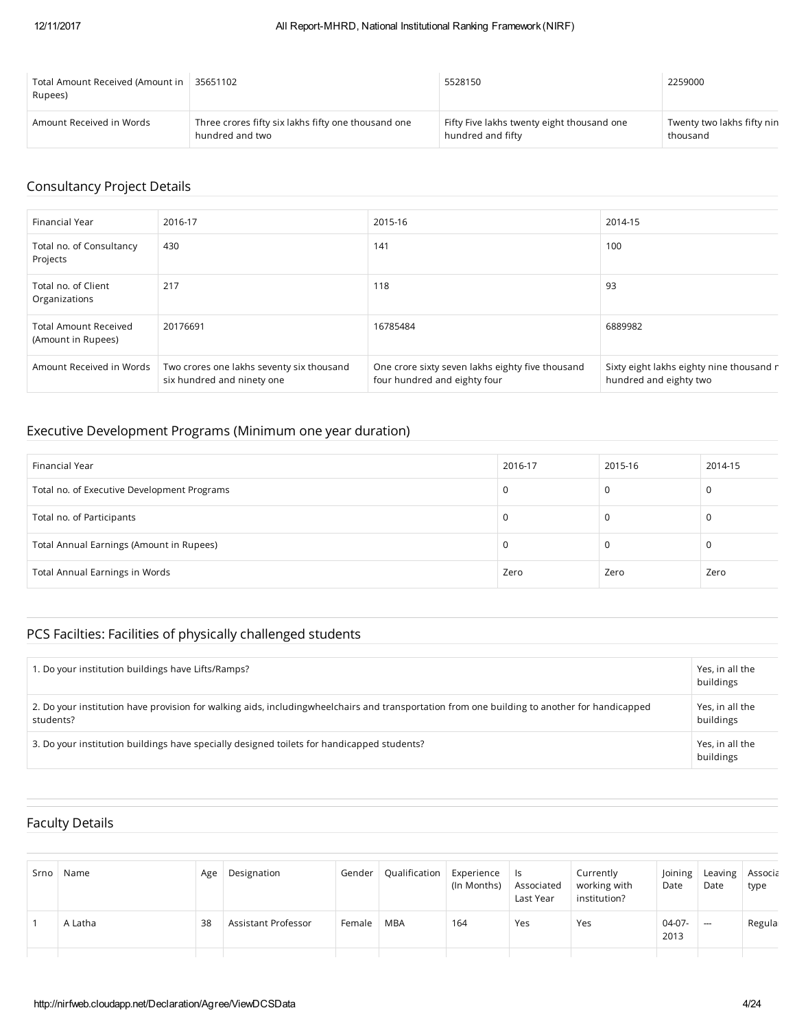| Total Amount Received (Amount in Rupees) | 35651102 | 5528150 | 2259000 |
|---|---|---|---|
| Amount Received in Words | Three crores fifty six lakhs fifty one thousand one hundred and two | Fifty Five lakhs twenty eight thousand one hundred and fifty | Twenty two lakhs fifty nin thousand |

## Consultancy Project Details

| Financial Year | 2016-17 | 2015-16 | 2014-15 |
|---|---|---|---|
| Total no. of Consultancy Projects | 430 | 141 | 100 |
| Total no. of Client Organizations | 217 | 118 | 93 |
| Total Amount Received (Amount in Rupees) | 20176691 | 16785484 | 6889982 |
| Amount Received in Words | Two crores one lakhs seventy six thousand six hundred and ninety one | One crore sixty seven lakhs eighty five thousand four hundred and eighty four | Sixty eight lakhs eighty nine thousand n hundred and eighty two |

## Executive Development Programs (Minimum one year duration)

| Financial Year | 2016-17 | 2015-16 | 2014-15 |
|---|---|---|---|
| Total no. of Executive Development Programs | 0 | 0 | 0 |
| Total no. of Participants | 0 | 0 | 0 |
| Total Annual Earnings (Amount in Rupees) | 0 | 0 | 0 |
| Total Annual Earnings in Words | Zero | Zero | Zero |

## PCS Facilties: Facilities of physically challenged students

| | |
|---|---|
| 1. Do your institution buildings have Lifts/Ramps? | Yes, in all the buildings |
| 2. Do your institution have provision for walking aids, includingwheelchairs and transportation from one building to another for handicapped students? | Yes, in all the buildings |
| 3. Do your institution buildings have specially designed toilets for handicapped students? | Yes, in all the buildings |

## Faculty Details

| Srno | Name | Age | Designation | Gender | Qualification | Experience (In Months) | Is Associated Last Year | Currently working with institution? | Joining Date | Leaving Date | Associa type |
|---|---|---|---|---|---|---|---|---|---|---|---|
| 1 | A Latha | 38 | Assistant Professor | Female | MBA | 164 | Yes | Yes | 04-07-2013 | --- | Regula |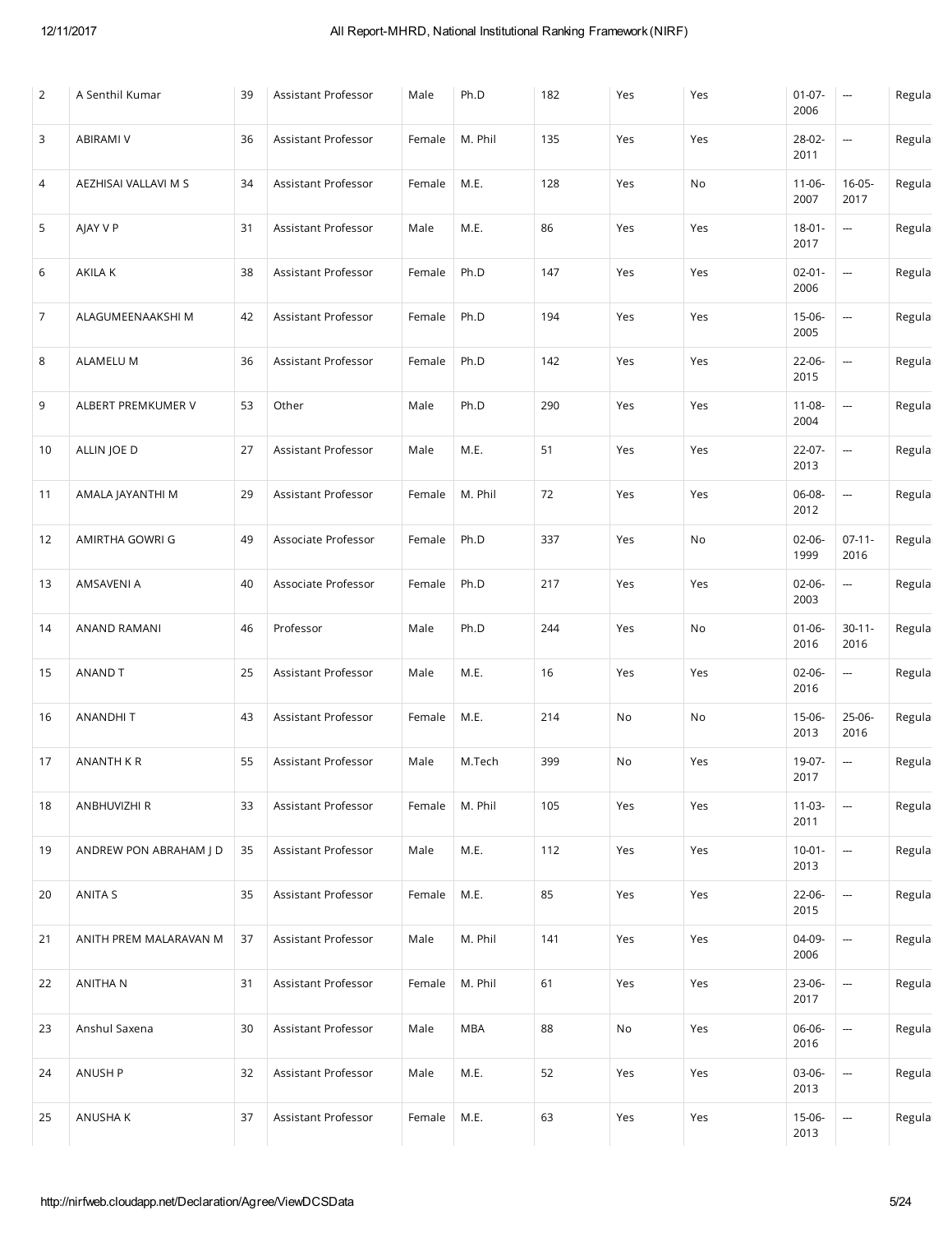| 2 | A Senthil Kumar | 39 | Assistant Professor | Male | Ph.D | 182 | Yes | Yes | 01-07-2006 | --- | Regula |
|---|---|---|---|---|---|---|---|---|---|---|---|
| 3 | ABIRAMI V | 36 | Assistant Professor | Female | M. Phil | 135 | Yes | Yes | 28-02-2011 | --- | Regula |
| 4 | AEZHISAI VALLAVI M S | 34 | Assistant Professor | Female | M.E. | 128 | Yes | No | 11-06-2007 | 16-05-2017 | Regula |
| 5 | AJAY V P | 31 | Assistant Professor | Male | M.E. | 86 | Yes | Yes | 18-01-2017 | --- | Regula |
| 6 | AKILA K | 38 | Assistant Professor | Female | Ph.D | 147 | Yes | Yes | 02-01-2006 | --- | Regula |
| 7 | ALAGUMEENAAKSHI M | 42 | Assistant Professor | Female | Ph.D | 194 | Yes | Yes | 15-06-2005 | --- | Regula |
| 8 | ALAMELU M | 36 | Assistant Professor | Female | Ph.D | 142 | Yes | Yes | 22-06-2015 | --- | Regula |
| 9 | ALBERT PREMKUMER V | 53 | Other | Male | Ph.D | 290 | Yes | Yes | 11-08-2004 | --- | Regula |
| 10 | ALLIN JOE D | 27 | Assistant Professor | Male | M.E. | 51 | Yes | Yes | 22-07-2013 | --- | Regula |
| 11 | AMALA JAYANTHI M | 29 | Assistant Professor | Female | M. Phil | 72 | Yes | Yes | 06-08-2012 | --- | Regula |
| 12 | AMIRTHA GOWRI G | 49 | Associate Professor | Female | Ph.D | 337 | Yes | No | 02-06-1999 | 07-11-2016 | Regula |
| 13 | AMSAVENI A | 40 | Associate Professor | Female | Ph.D | 217 | Yes | Yes | 02-06-2003 | --- | Regula |
| 14 | ANAND RAMANI | 46 | Professor | Male | Ph.D | 244 | Yes | No | 01-06-2016 | 30-11-2016 | Regula |
| 15 | ANAND T | 25 | Assistant Professor | Male | M.E. | 16 | Yes | Yes | 02-06-2016 | --- | Regula |
| 16 | ANANDHI T | 43 | Assistant Professor | Female | M.E. | 214 | No | No | 15-06-2013 | 25-06-2016 | Regula |
| 17 | ANANTH K R | 55 | Assistant Professor | Male | M.Tech | 399 | No | Yes | 19-07-2017 | --- | Regula |
| 18 | ANBHUVIZHI R | 33 | Assistant Professor | Female | M. Phil | 105 | Yes | Yes | 11-03-2011 | --- | Regula |
| 19 | ANDREW PON ABRAHAM J D | 35 | Assistant Professor | Male | M.E. | 112 | Yes | Yes | 10-01-2013 | --- | Regula |
| 20 | ANITA S | 35 | Assistant Professor | Female | M.E. | 85 | Yes | Yes | 22-06-2015 | --- | Regula |
| 21 | ANITH PREM MALARAVAN M | 37 | Assistant Professor | Male | M. Phil | 141 | Yes | Yes | 04-09-2006 | --- | Regula |
| 22 | ANITHA N | 31 | Assistant Professor | Female | M. Phil | 61 | Yes | Yes | 23-06-2017 | --- | Regula |
| 23 | Anshul Saxena | 30 | Assistant Professor | Male | MBA | 88 | No | Yes | 06-06-2016 | --- | Regula |
| 24 | ANUSH P | 32 | Assistant Professor | Male | M.E. | 52 | Yes | Yes | 03-06-2013 | --- | Regula |
| 25 | ANUSHA K | 37 | Assistant Professor | Female | M.E. | 63 | Yes | Yes | 15-06-2013 | --- | Regula |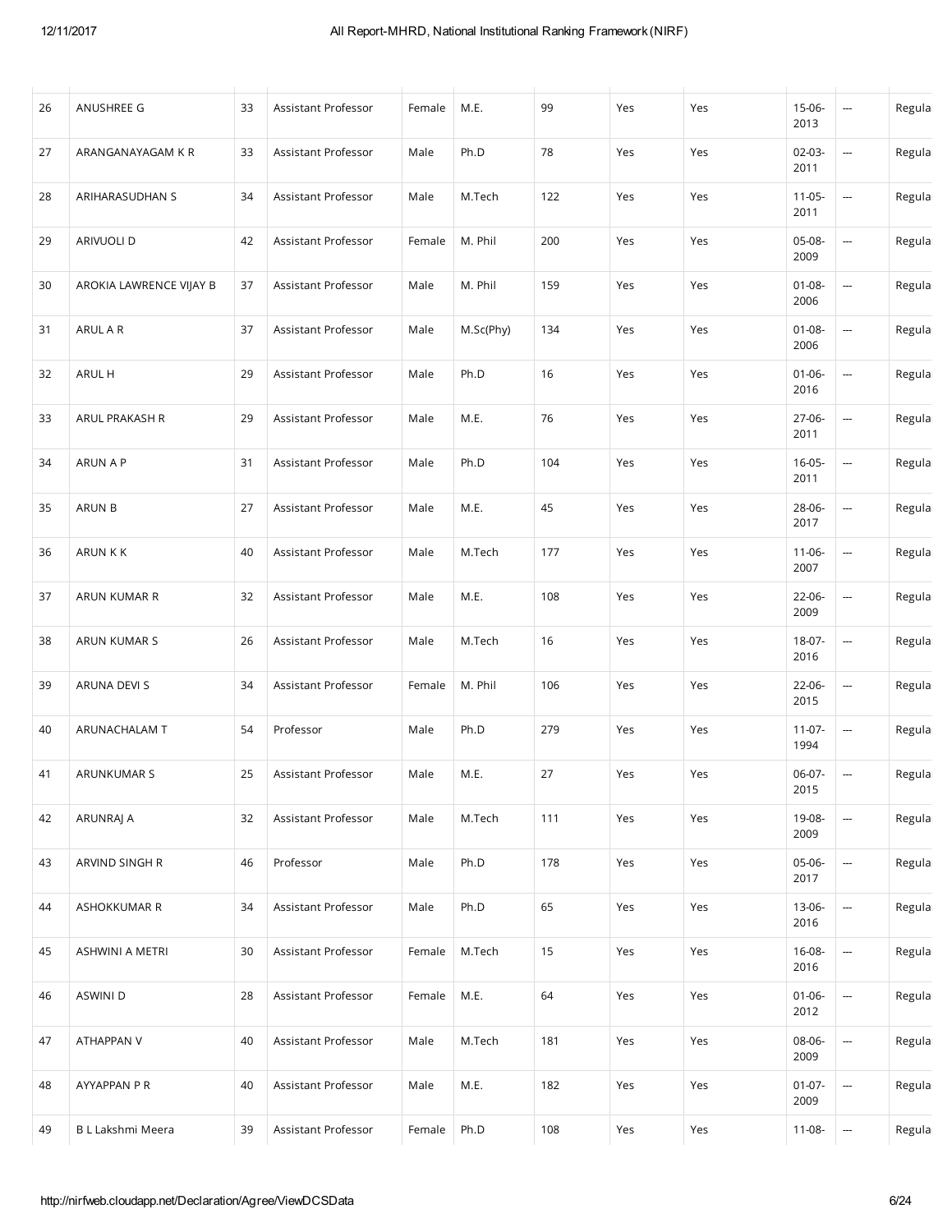| 26 | ANUSHREE G | 33 | Assistant Professor | Female | M.E. | 99 | Yes | Yes | 15-06-2013 | --- | Regula |
|---|---|---|---|---|---|---|---|---|---|---|---|
| 27 | ARANGANAYAGAM K R | 33 | Assistant Professor | Male | Ph.D | 78 | Yes | Yes | 02-03-2011 | --- | Regula |
| 28 | ARIHARASUDHAN S | 34 | Assistant Professor | Male | M.Tech | 122 | Yes | Yes | 11-05-2011 | --- | Regula |
| 29 | ARIVUOLI D | 42 | Assistant Professor | Female | M. Phil | 200 | Yes | Yes | 05-08-2009 | --- | Regula |
| 30 | AROKIA LAWRENCE VIJAY B | 37 | Assistant Professor | Male | M. Phil | 159 | Yes | Yes | 01-08-2006 | --- | Regula |
| 31 | ARUL A R | 37 | Assistant Professor | Male | M.Sc(Phy) | 134 | Yes | Yes | 01-08-2006 | --- | Regula |
| 32 | ARUL H | 29 | Assistant Professor | Male | Ph.D | 16 | Yes | Yes | 01-06-2016 | --- | Regula |
| 33 | ARUL PRAKASH R | 29 | Assistant Professor | Male | M.E. | 76 | Yes | Yes | 27-06-2011 | --- | Regula |
| 34 | ARUN A P | 31 | Assistant Professor | Male | Ph.D | 104 | Yes | Yes | 16-05-2011 | --- | Regula |
| 35 | ARUN B | 27 | Assistant Professor | Male | M.E. | 45 | Yes | Yes | 28-06-2017 | --- | Regula |
| 36 | ARUN K K | 40 | Assistant Professor | Male | M.Tech | 177 | Yes | Yes | 11-06-2007 | --- | Regula |
| 37 | ARUN KUMAR R | 32 | Assistant Professor | Male | M.E. | 108 | Yes | Yes | 22-06-2009 | --- | Regula |
| 38 | ARUN KUMAR S | 26 | Assistant Professor | Male | M.Tech | 16 | Yes | Yes | 18-07-2016 | --- | Regula |
| 39 | ARUNA DEVI S | 34 | Assistant Professor | Female | M. Phil | 106 | Yes | Yes | 22-06-2015 | --- | Regula |
| 40 | ARUNACHALAM T | 54 | Professor | Male | Ph.D | 279 | Yes | Yes | 11-07-1994 | --- | Regula |
| 41 | ARUNKUMAR S | 25 | Assistant Professor | Male | M.E. | 27 | Yes | Yes | 06-07-2015 | --- | Regula |
| 42 | ARUNRAJ A | 32 | Assistant Professor | Male | M.Tech | 111 | Yes | Yes | 19-08-2009 | --- | Regula |
| 43 | ARVIND SINGH R | 46 | Professor | Male | Ph.D | 178 | Yes | Yes | 05-06-2017 | --- | Regula |
| 44 | ASHOKKUMAR R | 34 | Assistant Professor | Male | Ph.D | 65 | Yes | Yes | 13-06-2016 | --- | Regula |
| 45 | ASHWINI A METRI | 30 | Assistant Professor | Female | M.Tech | 15 | Yes | Yes | 16-08-2016 | --- | Regula |
| 46 | ASWINI D | 28 | Assistant Professor | Female | M.E. | 64 | Yes | Yes | 01-06-2012 | --- | Regula |
| 47 | ATHAPPAN V | 40 | Assistant Professor | Male | M.Tech | 181 | Yes | Yes | 08-06-2009 | --- | Regula |
| 48 | AYYAPPAN P R | 40 | Assistant Professor | Male | M.E. | 182 | Yes | Yes | 01-07-2009 | --- | Regula |
| 49 | B L Lakshmi Meera | 39 | Assistant Professor | Female | Ph.D | 108 | Yes | Yes | 11-08- | --- | Regula |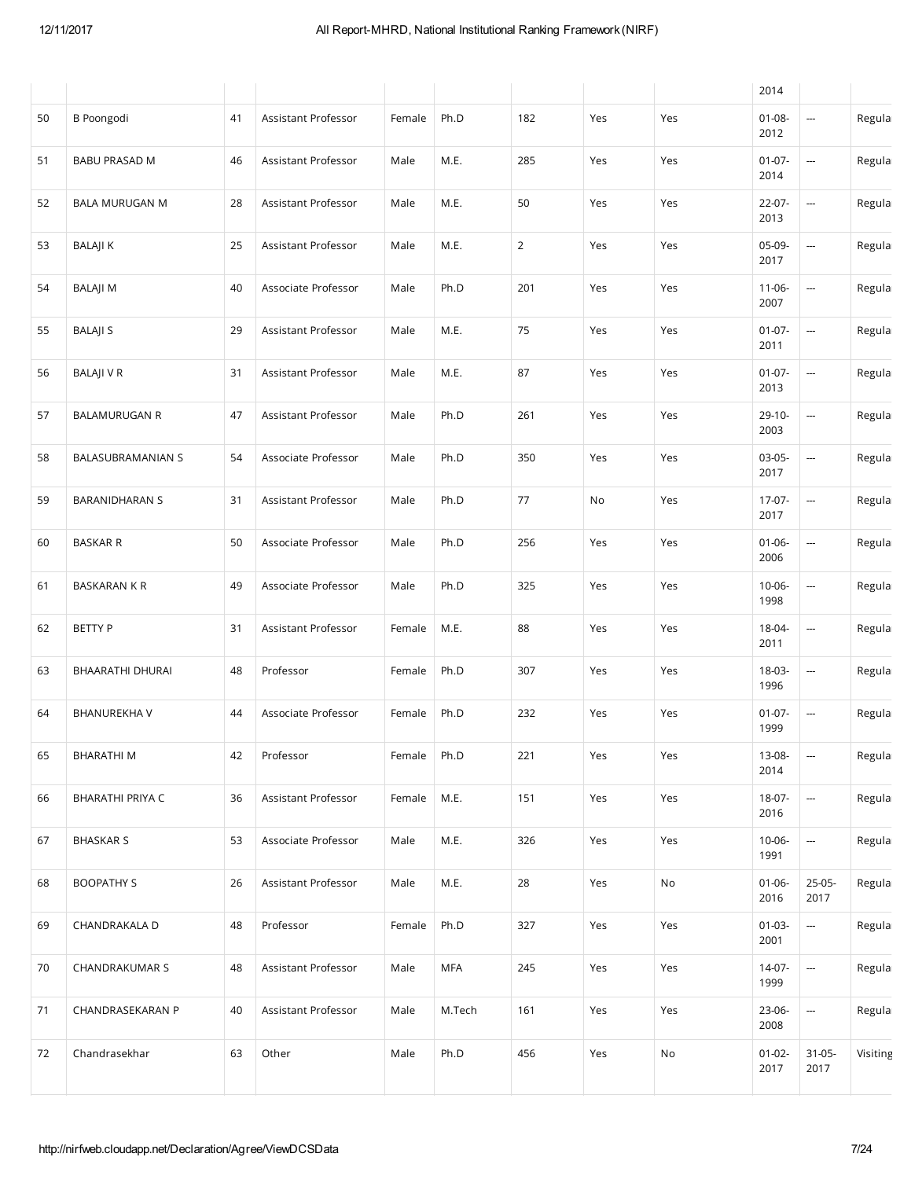| | | | | | | | | | 2014 | | |
|---|---|---|---|---|---|---|---|---|---|---|---|
| 50 | B Poongodi | 41 | Assistant Professor | Female | Ph.D | 182 | Yes | Yes | 01-08-2012 | --- | Regula |
| 51 | BABU PRASAD M | 46 | Assistant Professor | Male | M.E. | 285 | Yes | Yes | 01-07-2014 | --- | Regula |
| 52 | BALA MURUGAN M | 28 | Assistant Professor | Male | M.E. | 50 | Yes | Yes | 22-07-2013 | --- | Regula |
| 53 | BALAJI K | 25 | Assistant Professor | Male | M.E. | 2 | Yes | Yes | 05-09-2017 | --- | Regula |
| 54 | BALAJI M | 40 | Associate Professor | Male | Ph.D | 201 | Yes | Yes | 11-06-2007 | --- | Regula |
| 55 | BALAJI S | 29 | Assistant Professor | Male | M.E. | 75 | Yes | Yes | 01-07-2011 | --- | Regula |
| 56 | BALAJI V R | 31 | Assistant Professor | Male | M.E. | 87 | Yes | Yes | 01-07-2013 | --- | Regula |
| 57 | BALAMURUGAN R | 47 | Assistant Professor | Male | Ph.D | 261 | Yes | Yes | 29-10-2003 | --- | Regula |
| 58 | BALASUBRAMANIAN S | 54 | Associate Professor | Male | Ph.D | 350 | Yes | Yes | 03-05-2017 | --- | Regula |
| 59 | BARANIDHARAN S | 31 | Assistant Professor | Male | Ph.D | 77 | No | Yes | 17-07-2017 | --- | Regula |
| 60 | BASKAR R | 50 | Associate Professor | Male | Ph.D | 256 | Yes | Yes | 01-06-2006 | --- | Regula |
| 61 | BASKARAN K R | 49 | Associate Professor | Male | Ph.D | 325 | Yes | Yes | 10-06-1998 | --- | Regula |
| 62 | BETTY P | 31 | Assistant Professor | Female | M.E. | 88 | Yes | Yes | 18-04-2011 | --- | Regula |
| 63 | BHAARATHI DHURAI | 48 | Professor | Female | Ph.D | 307 | Yes | Yes | 18-03-1996 | --- | Regula |
| 64 | BHANUREKHA V | 44 | Associate Professor | Female | Ph.D | 232 | Yes | Yes | 01-07-1999 | --- | Regula |
| 65 | BHARATHI M | 42 | Professor | Female | Ph.D | 221 | Yes | Yes | 13-08-2014 | --- | Regula |
| 66 | BHARATHI PRIYA C | 36 | Assistant Professor | Female | M.E. | 151 | Yes | Yes | 18-07-2016 | --- | Regula |
| 67 | BHASKAR S | 53 | Associate Professor | Male | M.E. | 326 | Yes | Yes | 10-06-1991 | --- | Regula |
| 68 | BOOPATHY S | 26 | Assistant Professor | Male | M.E. | 28 | Yes | No | 01-06-2016 | 25-05-2017 | Regula |
| 69 | CHANDRAKALA D | 48 | Professor | Female | Ph.D | 327 | Yes | Yes | 01-03-2001 | --- | Regula |
| 70 | CHANDRAKUMAR S | 48 | Assistant Professor | Male | MFA | 245 | Yes | Yes | 14-07-1999 | --- | Regula |
| 71 | CHANDRASEKARAN P | 40 | Assistant Professor | Male | M.Tech | 161 | Yes | Yes | 23-06-2008 | --- | Regula |
| 72 | Chandrasekhar | 63 | Other | Male | Ph.D | 456 | Yes | No | 01-02-2017 | 31-05-2017 | Visiting |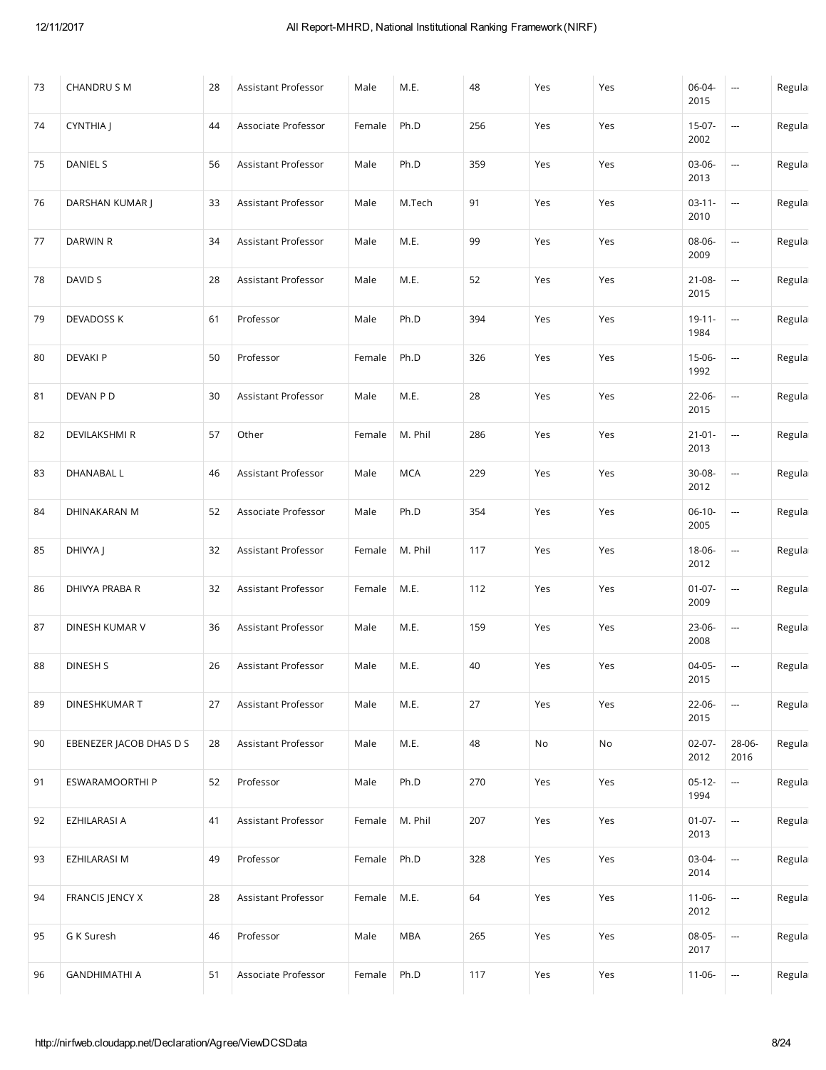| 73 | CHANDRU S M | 28 | Assistant Professor | Male | M.E. | 48 | Yes | Yes | 06-04-2015 | --- | Regula |
|---|---|---|---|---|---|---|---|---|---|---|---|
| 74 | CYNTHIA J | 44 | Associate Professor | Female | Ph.D | 256 | Yes | Yes | 15-07-2002 | --- | Regula |
| 75 | DANIEL S | 56 | Assistant Professor | Male | Ph.D | 359 | Yes | Yes | 03-06-2013 | --- | Regula |
| 76 | DARSHAN KUMAR J | 33 | Assistant Professor | Male | M.Tech | 91 | Yes | Yes | 03-11-2010 | --- | Regula |
| 77 | DARWIN R | 34 | Assistant Professor | Male | M.E. | 99 | Yes | Yes | 08-06-2009 | --- | Regula |
| 78 | DAVID S | 28 | Assistant Professor | Male | M.E. | 52 | Yes | Yes | 21-08-2015 | --- | Regula |
| 79 | DEVADOSS K | 61 | Professor | Male | Ph.D | 394 | Yes | Yes | 19-11-1984 | --- | Regula |
| 80 | DEVAKI P | 50 | Professor | Female | Ph.D | 326 | Yes | Yes | 15-06-1992 | --- | Regula |
| 81 | DEVAN P D | 30 | Assistant Professor | Male | M.E. | 28 | Yes | Yes | 22-06-2015 | --- | Regula |
| 82 | DEVILAKSHMI R | 57 | Other | Female | M. Phil | 286 | Yes | Yes | 21-01-2013 | --- | Regula |
| 83 | DHANABAL L | 46 | Assistant Professor | Male | MCA | 229 | Yes | Yes | 30-08-2012 | --- | Regula |
| 84 | DHINAKARAN M | 52 | Associate Professor | Male | Ph.D | 354 | Yes | Yes | 06-10-2005 | --- | Regula |
| 85 | DHIVYA J | 32 | Assistant Professor | Female | M. Phil | 117 | Yes | Yes | 18-06-2012 | --- | Regula |
| 86 | DHIVYA PRABA R | 32 | Assistant Professor | Female | M.E. | 112 | Yes | Yes | 01-07-2009 | --- | Regula |
| 87 | DINESH KUMAR V | 36 | Assistant Professor | Male | M.E. | 159 | Yes | Yes | 23-06-2008 | --- | Regula |
| 88 | DINESH S | 26 | Assistant Professor | Male | M.E. | 40 | Yes | Yes | 04-05-2015 | --- | Regula |
| 89 | DINESHKUMAR T | 27 | Assistant Professor | Male | M.E. | 27 | Yes | Yes | 22-06-2015 | --- | Regula |
| 90 | EBENEZER JACOB DHAS D S | 28 | Assistant Professor | Male | M.E. | 48 | No | No | 02-07-2012 | 28-06-2016 | Regula |
| 91 | ESWARAMOORTHI P | 52 | Professor | Male | Ph.D | 270 | Yes | Yes | 05-12-1994 | --- | Regula |
| 92 | EZHILARASI A | 41 | Assistant Professor | Female | M. Phil | 207 | Yes | Yes | 01-07-2013 | --- | Regula |
| 93 | EZHILARASI M | 49 | Professor | Female | Ph.D | 328 | Yes | Yes | 03-04-2014 | --- | Regula |
| 94 | FRANCIS JENCY X | 28 | Assistant Professor | Female | M.E. | 64 | Yes | Yes | 11-06-2012 | --- | Regula |
| 95 | G K Suresh | 46 | Professor | Male | MBA | 265 | Yes | Yes | 08-05-2017 | --- | Regula |
| 96 | GANDHIMATHI A | 51 | Associate Professor | Female | Ph.D | 117 | Yes | Yes | 11-06- | --- | Regula |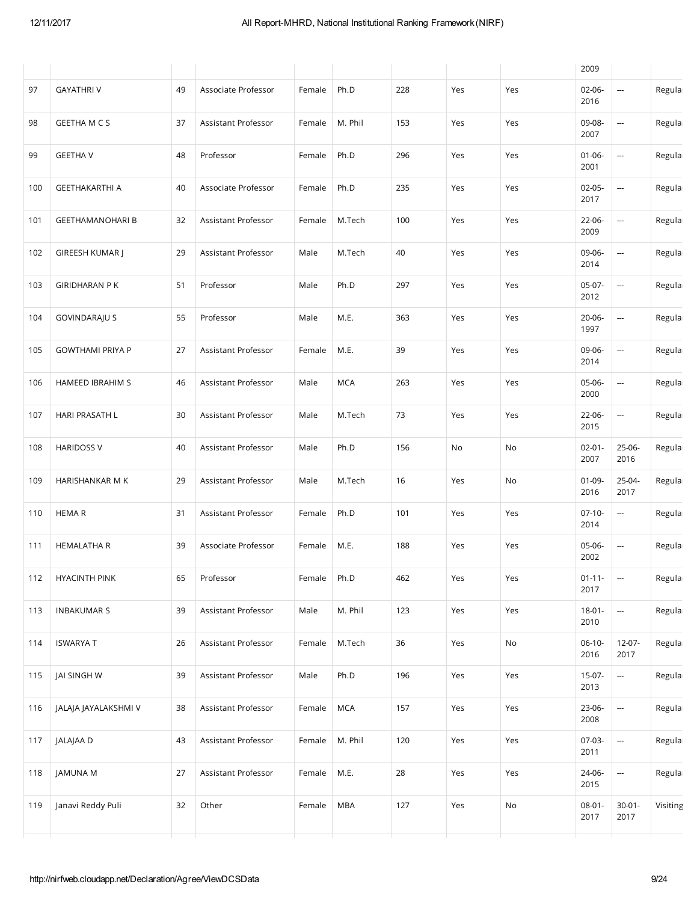| | | | | | | | | | | | |
|---|---|---|---|---|---|---|---|---|---|---|---|
| | | | | | | | | | 2009 | | |
| 97 | GAYATHRI V | 49 | Associate Professor | Female | Ph.D | 228 | Yes | Yes | 02-06-2016 | --- | Regula |
| 98 | GEETHA M C S | 37 | Assistant Professor | Female | M. Phil | 153 | Yes | Yes | 09-08-2007 | --- | Regula |
| 99 | GEETHA V | 48 | Professor | Female | Ph.D | 296 | Yes | Yes | 01-06-2001 | --- | Regula |
| 100 | GEETHAKARTHI A | 40 | Associate Professor | Female | Ph.D | 235 | Yes | Yes | 02-05-2017 | --- | Regula |
| 101 | GEETHAMANOHARI B | 32 | Assistant Professor | Female | M.Tech | 100 | Yes | Yes | 22-06-2009 | --- | Regula |
| 102 | GIREESH KUMAR J | 29 | Assistant Professor | Male | M.Tech | 40 | Yes | Yes | 09-06-2014 | --- | Regula |
| 103 | GIRIDHARAN P K | 51 | Professor | Male | Ph.D | 297 | Yes | Yes | 05-07-2012 | --- | Regula |
| 104 | GOVINDARAJU S | 55 | Professor | Male | M.E. | 363 | Yes | Yes | 20-06-1997 | --- | Regula |
| 105 | GOWTHAMI PRIYA P | 27 | Assistant Professor | Female | M.E. | 39 | Yes | Yes | 09-06-2014 | --- | Regula |
| 106 | HAMEED IBRAHIM S | 46 | Assistant Professor | Male | MCA | 263 | Yes | Yes | 05-06-2000 | --- | Regula |
| 107 | HARI PRASATH L | 30 | Assistant Professor | Male | M.Tech | 73 | Yes | Yes | 22-06-2015 | --- | Regula |
| 108 | HARIDOSS V | 40 | Assistant Professor | Male | Ph.D | 156 | No | No | 02-01-2007 | 25-06-2016 | Regula |
| 109 | HARISHANKAR M K | 29 | Assistant Professor | Male | M.Tech | 16 | Yes | No | 01-09-2016 | 25-04-2017 | Regula |
| 110 | HEMA R | 31 | Assistant Professor | Female | Ph.D | 101 | Yes | Yes | 07-10-2014 | --- | Regula |
| 111 | HEMALATHA R | 39 | Associate Professor | Female | M.E. | 188 | Yes | Yes | 05-06-2002 | --- | Regula |
| 112 | HYACINTH PINK | 65 | Professor | Female | Ph.D | 462 | Yes | Yes | 01-11-2017 | --- | Regula |
| 113 | INBAKUMAR S | 39 | Assistant Professor | Male | M. Phil | 123 | Yes | Yes | 18-01-2010 | --- | Regula |
| 114 | ISWARYA T | 26 | Assistant Professor | Female | M.Tech | 36 | Yes | No | 06-10-2016 | 12-07-2017 | Regula |
| 115 | JAI SINGH W | 39 | Assistant Professor | Male | Ph.D | 196 | Yes | Yes | 15-07-2013 | --- | Regula |
| 116 | JALAJA JAYALAKSHMI V | 38 | Assistant Professor | Female | MCA | 157 | Yes | Yes | 23-06-2008 | --- | Regula |
| 117 | JALAJAA D | 43 | Assistant Professor | Female | M. Phil | 120 | Yes | Yes | 07-03-2011 | --- | Regula |
| 118 | JAMUNA M | 27 | Assistant Professor | Female | M.E. | 28 | Yes | Yes | 24-06-2015 | --- | Regula |
| 119 | Janavi Reddy Puli | 32 | Other | Female | MBA | 127 | Yes | No | 08-01-2017 | 30-01-2017 | Visiting |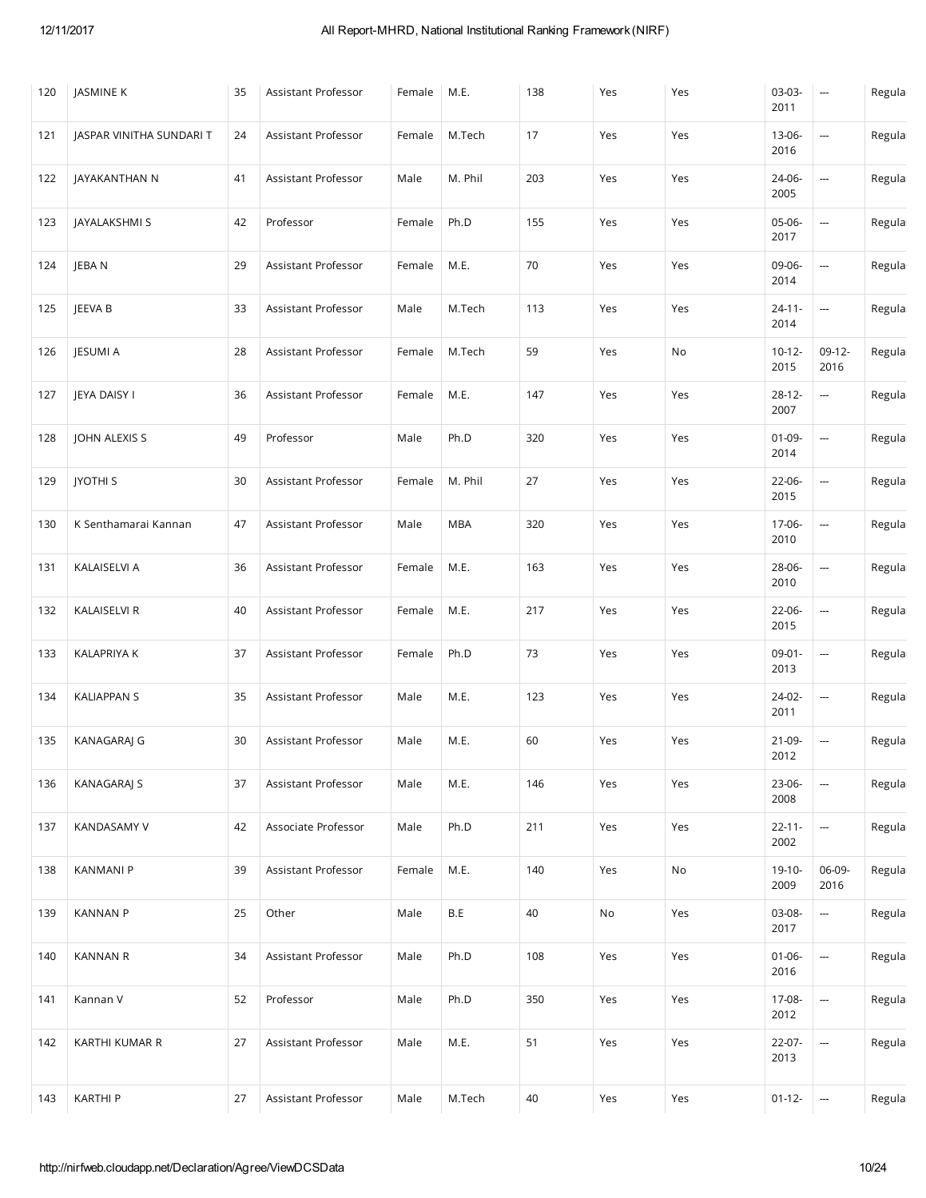| 120 | JASMINE K | 35 | Assistant Professor | Female | M.E. | 138 | Yes | Yes | 03-03-2011 | --- | Regula |
|---|---|---|---|---|---|---|---|---|---|---|---|
| 121 | JASPAR VINITHA SUNDARI T | 24 | Assistant Professor | Female | M.Tech | 17 | Yes | Yes | 13-06-2016 | --- | Regula |
| 122 | JAYAKANTHAN N | 41 | Assistant Professor | Male | M. Phil | 203 | Yes | Yes | 24-06-2005 | --- | Regula |
| 123 | JAYALAKSHMI S | 42 | Professor | Female | Ph.D | 155 | Yes | Yes | 05-06-2017 | --- | Regula |
| 124 | JEBA N | 29 | Assistant Professor | Female | M.E. | 70 | Yes | Yes | 09-06-2014 | --- | Regula |
| 125 | JEEVA B | 33 | Assistant Professor | Male | M.Tech | 113 | Yes | Yes | 24-11-2014 | --- | Regula |
| 126 | JESUMI A | 28 | Assistant Professor | Female | M.Tech | 59 | Yes | No | 10-12-2015 | 09-12-2016 | Regula |
| 127 | JEYA DAISY I | 36 | Assistant Professor | Female | M.E. | 147 | Yes | Yes | 28-12-2007 | --- | Regula |
| 128 | JOHN ALEXIS S | 49 | Professor | Male | Ph.D | 320 | Yes | Yes | 01-09-2014 | --- | Regula |
| 129 | JYOTHI S | 30 | Assistant Professor | Female | M. Phil | 27 | Yes | Yes | 22-06-2015 | --- | Regula |
| 130 | K Senthamarai Kannan | 47 | Assistant Professor | Male | MBA | 320 | Yes | Yes | 17-06-2010 | --- | Regula |
| 131 | KALAISELVI A | 36 | Assistant Professor | Female | M.E. | 163 | Yes | Yes | 28-06-2010 | --- | Regula |
| 132 | KALAISELVI R | 40 | Assistant Professor | Female | M.E. | 217 | Yes | Yes | 22-06-2015 | --- | Regula |
| 133 | KALAPRIYA K | 37 | Assistant Professor | Female | Ph.D | 73 | Yes | Yes | 09-01-2013 | --- | Regula |
| 134 | KALIAPPAN S | 35 | Assistant Professor | Male | M.E. | 123 | Yes | Yes | 24-02-2011 | --- | Regula |
| 135 | KANAGARAJ G | 30 | Assistant Professor | Male | M.E. | 60 | Yes | Yes | 21-09-2012 | --- | Regula |
| 136 | KANAGARAJ S | 37 | Assistant Professor | Male | M.E. | 146 | Yes | Yes | 23-06-2008 | --- | Regula |
| 137 | KANDASAMY V | 42 | Associate Professor | Male | Ph.D | 211 | Yes | Yes | 22-11-2002 | --- | Regula |
| 138 | KANMANI P | 39 | Assistant Professor | Female | M.E. | 140 | Yes | No | 19-10-2009 | 06-09-2016 | Regula |
| 139 | KANNAN P | 25 | Other | Male | B.E | 40 | No | Yes | 03-08-2017 | --- | Regula |
| 140 | KANNAN R | 34 | Assistant Professor | Male | Ph.D | 108 | Yes | Yes | 01-06-2016 | --- | Regula |
| 141 | Kannan V | 52 | Professor | Male | Ph.D | 350 | Yes | Yes | 17-08-2012 | --- | Regula |
| 142 | KARTHI KUMAR R | 27 | Assistant Professor | Male | M.E. | 51 | Yes | Yes | 22-07-2013 | --- | Regula |
| 143 | KARTHI P | 27 | Assistant Professor | Male | M.Tech | 40 | Yes | Yes | 01-12- | --- | Regula |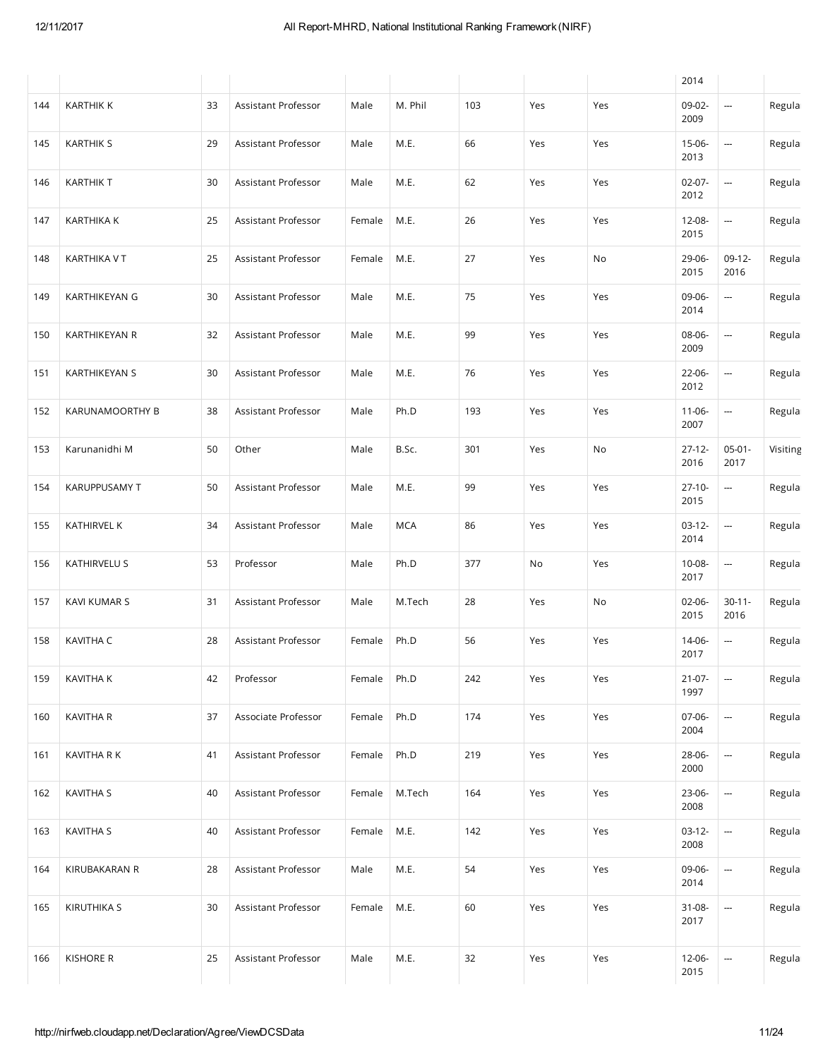| | | | | | | | | | 2014 | | |
|---|---|---|---|---|---|---|---|---|---|---|---|
| 144 | KARTHIK K | 33 | Assistant Professor | Male | M. Phil | 103 | Yes | Yes | 09-02-2009 | --- | Regula |
| 145 | KARTHIK S | 29 | Assistant Professor | Male | M.E. | 66 | Yes | Yes | 15-06-2013 | --- | Regula |
| 146 | KARTHIK T | 30 | Assistant Professor | Male | M.E. | 62 | Yes | Yes | 02-07-2012 | --- | Regula |
| 147 | KARTHIKA K | 25 | Assistant Professor | Female | M.E. | 26 | Yes | Yes | 12-08-2015 | --- | Regula |
| 148 | KARTHIKA V T | 25 | Assistant Professor | Female | M.E. | 27 | Yes | No | 29-06-2015 | 09-12-2016 | Regula |
| 149 | KARTHIKEYAN G | 30 | Assistant Professor | Male | M.E. | 75 | Yes | Yes | 09-06-2014 | --- | Regula |
| 150 | KARTHIKEYAN R | 32 | Assistant Professor | Male | M.E. | 99 | Yes | Yes | 08-06-2009 | --- | Regula |
| 151 | KARTHIKEYAN S | 30 | Assistant Professor | Male | M.E. | 76 | Yes | Yes | 22-06-2012 | --- | Regula |
| 152 | KARUNAMOORTHY B | 38 | Assistant Professor | Male | Ph.D | 193 | Yes | Yes | 11-06-2007 | --- | Regula |
| 153 | Karunanidhi M | 50 | Other | Male | B.Sc. | 301 | Yes | No | 27-12-2016 | 05-01-2017 | Visiting |
| 154 | KARUPPUSAMY T | 50 | Assistant Professor | Male | M.E. | 99 | Yes | Yes | 27-10-2015 | --- | Regula |
| 155 | KATHIRVEL K | 34 | Assistant Professor | Male | MCA | 86 | Yes | Yes | 03-12-2014 | --- | Regula |
| 156 | KATHIRVELU S | 53 | Professor | Male | Ph.D | 377 | No | Yes | 10-08-2017 | --- | Regula |
| 157 | KAVI KUMAR S | 31 | Assistant Professor | Male | M.Tech | 28 | Yes | No | 02-06-2015 | 30-11-2016 | Regula |
| 158 | KAVITHA C | 28 | Assistant Professor | Female | Ph.D | 56 | Yes | Yes | 14-06-2017 | --- | Regula |
| 159 | KAVITHA K | 42 | Professor | Female | Ph.D | 242 | Yes | Yes | 21-07-1997 | --- | Regula |
| 160 | KAVITHA R | 37 | Associate Professor | Female | Ph.D | 174 | Yes | Yes | 07-06-2004 | --- | Regula |
| 161 | KAVITHA R K | 41 | Assistant Professor | Female | Ph.D | 219 | Yes | Yes | 28-06-2000 | --- | Regula |
| 162 | KAVITHA S | 40 | Assistant Professor | Female | M.Tech | 164 | Yes | Yes | 23-06-2008 | --- | Regula |
| 163 | KAVITHA S | 40 | Assistant Professor | Female | M.E. | 142 | Yes | Yes | 03-12-2008 | --- | Regula |
| 164 | KIRUBAKARAN R | 28 | Assistant Professor | Male | M.E. | 54 | Yes | Yes | 09-06-2014 | --- | Regula |
| 165 | KIRUTHIKA S | 30 | Assistant Professor | Female | M.E. | 60 | Yes | Yes | 31-08-2017 | --- | Regula |
| 166 | KISHORE R | 25 | Assistant Professor | Male | M.E. | 32 | Yes | Yes | 12-06-2015 | --- | Regula |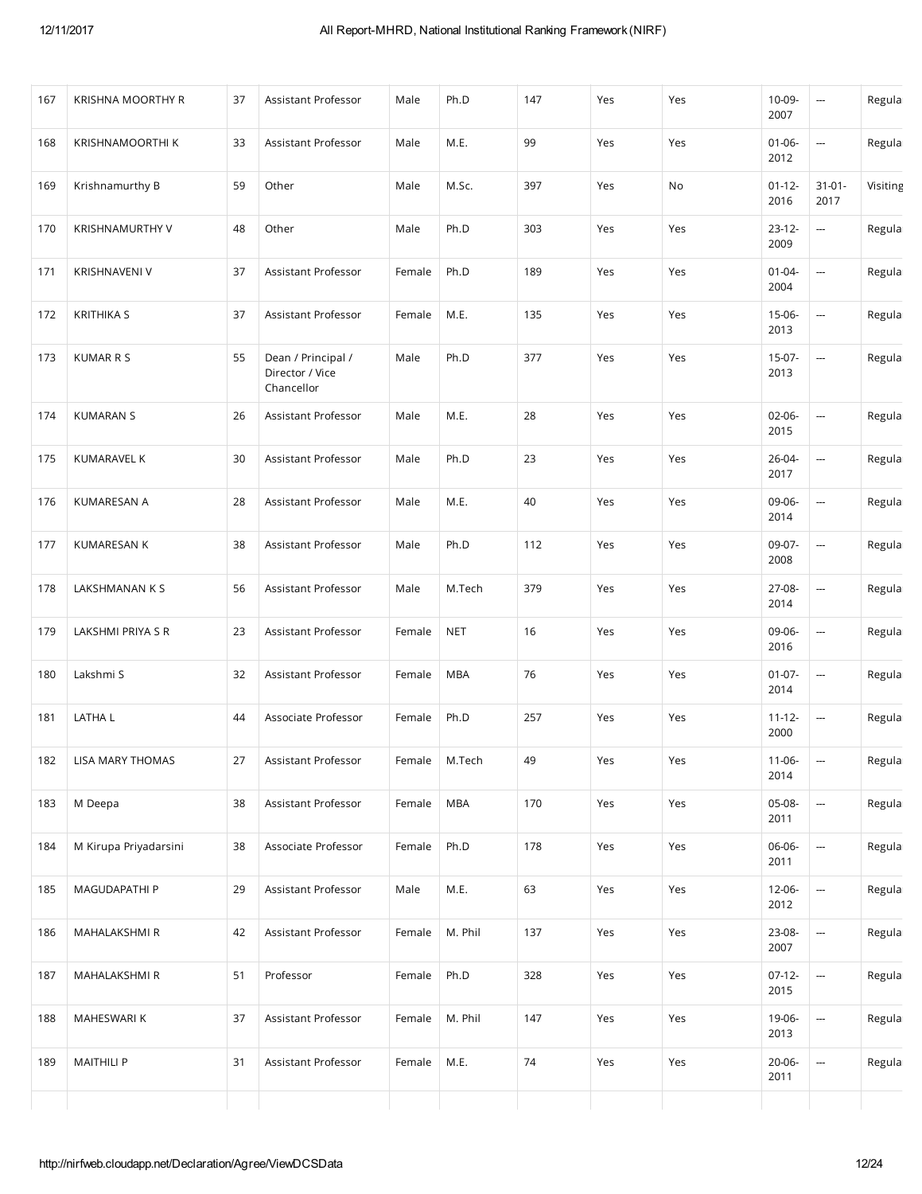| 167 | KRISHNA MOORTHY R | 37 | Assistant Professor | Male | Ph.D | 147 | Yes | Yes | 10-09-2007 | --- | Regula |
|---|---|---|---|---|---|---|---|---|---|---|---|
| 168 | KRISHNAMOORTHI K | 33 | Assistant Professor | Male | M.E. | 99 | Yes | Yes | 01-06-2012 | --- | Regula |
| 169 | Krishnamurthy B | 59 | Other | Male | M.Sc. | 397 | Yes | No | 01-12-2016 | 31-01-2017 | Visiting |
| 170 | KRISHNAMURTHY V | 48 | Other | Male | Ph.D | 303 | Yes | Yes | 23-12-2009 | --- | Regula |
| 171 | KRISHNAVENI V | 37 | Assistant Professor | Female | Ph.D | 189 | Yes | Yes | 01-04-2004 | --- | Regula |
| 172 | KRITHIKA S | 37 | Assistant Professor | Female | M.E. | 135 | Yes | Yes | 15-06-2013 | --- | Regula |
| 173 | KUMAR R S | 55 | Dean / Principal / Director / Vice Chancellor | Male | Ph.D | 377 | Yes | Yes | 15-07-2013 | --- | Regula |
| 174 | KUMARAN S | 26 | Assistant Professor | Male | M.E. | 28 | Yes | Yes | 02-06-2015 | --- | Regula |
| 175 | KUMARAVEL K | 30 | Assistant Professor | Male | Ph.D | 23 | Yes | Yes | 26-04-2017 | --- | Regula |
| 176 | KUMARESAN A | 28 | Assistant Professor | Male | M.E. | 40 | Yes | Yes | 09-06-2014 | --- | Regula |
| 177 | KUMARESAN K | 38 | Assistant Professor | Male | Ph.D | 112 | Yes | Yes | 09-07-2008 | --- | Regula |
| 178 | LAKSHMANAN K S | 56 | Assistant Professor | Male | M.Tech | 379 | Yes | Yes | 27-08-2014 | --- | Regula |
| 179 | LAKSHMI PRIYA S R | 23 | Assistant Professor | Female | NET | 16 | Yes | Yes | 09-06-2016 | --- | Regula |
| 180 | Lakshmi S | 32 | Assistant Professor | Female | MBA | 76 | Yes | Yes | 01-07-2014 | --- | Regula |
| 181 | LATHA L | 44 | Associate Professor | Female | Ph.D | 257 | Yes | Yes | 11-12-2000 | --- | Regula |
| 182 | LISA MARY THOMAS | 27 | Assistant Professor | Female | M.Tech | 49 | Yes | Yes | 11-06-2014 | --- | Regula |
| 183 | M Deepa | 38 | Assistant Professor | Female | MBA | 170 | Yes | Yes | 05-08-2011 | --- | Regula |
| 184 | M Kirupa Priyadarsini | 38 | Associate Professor | Female | Ph.D | 178 | Yes | Yes | 06-06-2011 | --- | Regula |
| 185 | MAGUDAPATHI P | 29 | Assistant Professor | Male | M.E. | 63 | Yes | Yes | 12-06-2012 | --- | Regula |
| 186 | MAHALAKSHMI R | 42 | Assistant Professor | Female | M. Phil | 137 | Yes | Yes | 23-08-2007 | --- | Regula |
| 187 | MAHALAKSHMI R | 51 | Professor | Female | Ph.D | 328 | Yes | Yes | 07-12-2015 | --- | Regula |
| 188 | MAHESWARI K | 37 | Assistant Professor | Female | M. Phil | 147 | Yes | Yes | 19-06-2013 | --- | Regula |
| 189 | MAITHILI P | 31 | Assistant Professor | Female | M.E. | 74 | Yes | Yes | 20-06-2011 | --- | Regula |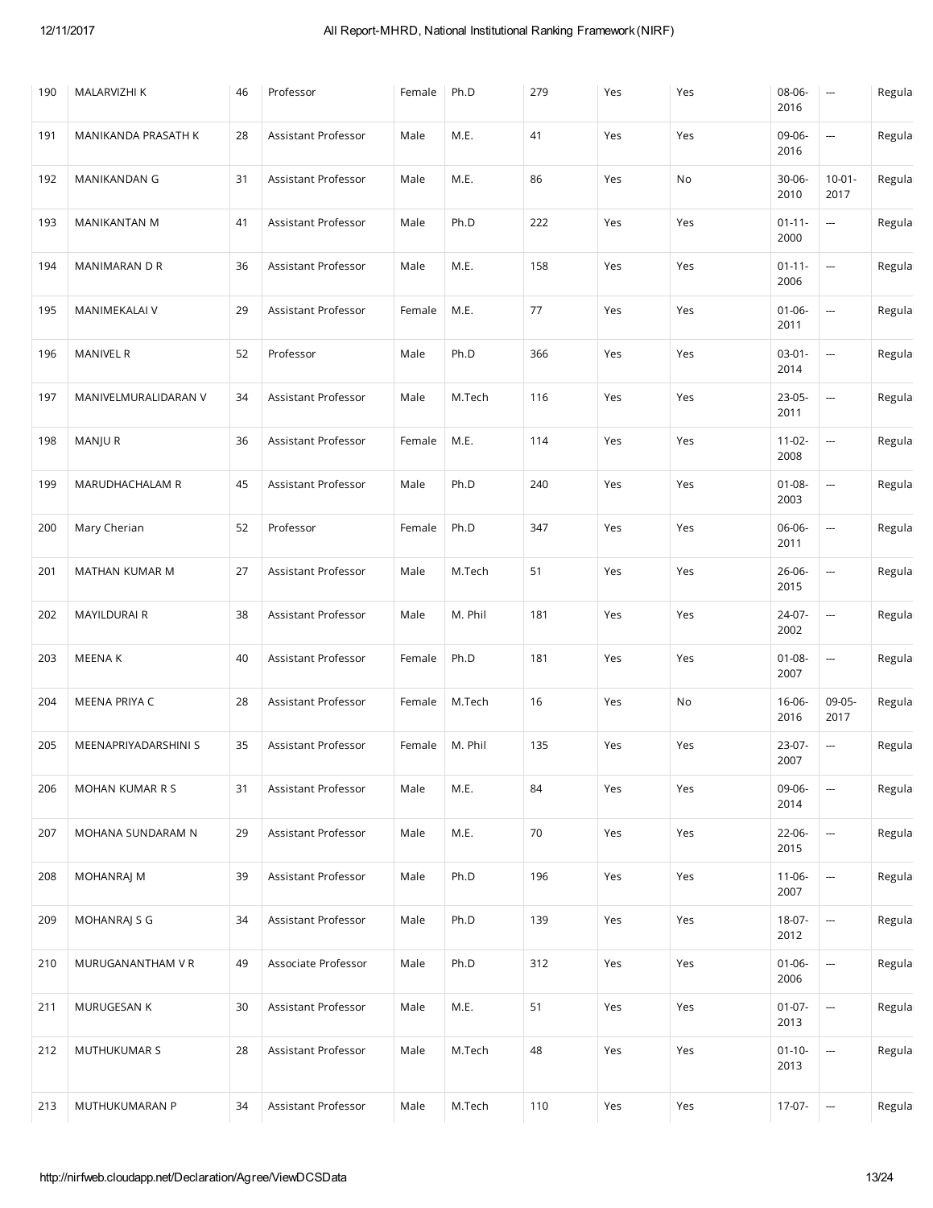| 190 | MALARVIZHI K | 46 | Professor | Female | Ph.D | 279 | Yes | Yes | 08-06-2016 | --- | Regula |
|---|---|---|---|---|---|---|---|---|---|---|---|
| 191 | MANIKANDA PRASATH K | 28 | Assistant Professor | Male | M.E. | 41 | Yes | Yes | 09-06-2016 | --- | Regula |
| 192 | MANIKANDAN G | 31 | Assistant Professor | Male | M.E. | 86 | Yes | No | 30-06-2010 | 10-01-2017 | Regula |
| 193 | MANIKANTAN M | 41 | Assistant Professor | Male | Ph.D | 222 | Yes | Yes | 01-11-2000 | --- | Regula |
| 194 | MANIMARAN D R | 36 | Assistant Professor | Male | M.E. | 158 | Yes | Yes | 01-11-2006 | --- | Regula |
| 195 | MANIMEKALAI V | 29 | Assistant Professor | Female | M.E. | 77 | Yes | Yes | 01-06-2011 | --- | Regula |
| 196 | MANIVEL R | 52 | Professor | Male | Ph.D | 366 | Yes | Yes | 03-01-2014 | --- | Regula |
| 197 | MANIVELMURALIDARAN V | 34 | Assistant Professor | Male | M.Tech | 116 | Yes | Yes | 23-05-2011 | --- | Regula |
| 198 | MANJU R | 36 | Assistant Professor | Female | M.E. | 114 | Yes | Yes | 11-02-2008 | --- | Regula |
| 199 | MARUDHACHALAM R | 45 | Assistant Professor | Male | Ph.D | 240 | Yes | Yes | 01-08-2003 | --- | Regula |
| 200 | Mary Cherian | 52 | Professor | Female | Ph.D | 347 | Yes | Yes | 06-06-2011 | --- | Regula |
| 201 | MATHAN KUMAR M | 27 | Assistant Professor | Male | M.Tech | 51 | Yes | Yes | 26-06-2015 | --- | Regula |
| 202 | MAYILDURAI R | 38 | Assistant Professor | Male | M. Phil | 181 | Yes | Yes | 24-07-2002 | --- | Regula |
| 203 | MEENA K | 40 | Assistant Professor | Female | Ph.D | 181 | Yes | Yes | 01-08-2007 | --- | Regula |
| 204 | MEENA PRIYA C | 28 | Assistant Professor | Female | M.Tech | 16 | Yes | No | 16-06-2016 | 09-05-2017 | Regula |
| 205 | MEENAPRIYADARSHINI S | 35 | Assistant Professor | Female | M. Phil | 135 | Yes | Yes | 23-07-2007 | --- | Regula |
| 206 | MOHAN KUMAR R S | 31 | Assistant Professor | Male | M.E. | 84 | Yes | Yes | 09-06-2014 | --- | Regula |
| 207 | MOHANA SUNDARAM N | 29 | Assistant Professor | Male | M.E. | 70 | Yes | Yes | 22-06-2015 | --- | Regula |
| 208 | MOHANRAJ M | 39 | Assistant Professor | Male | Ph.D | 196 | Yes | Yes | 11-06-2007 | --- | Regula |
| 209 | MOHANRAJ S G | 34 | Assistant Professor | Male | Ph.D | 139 | Yes | Yes | 18-07-2012 | --- | Regula |
| 210 | MURUGANANTHAM V R | 49 | Associate Professor | Male | Ph.D | 312 | Yes | Yes | 01-06-2006 | --- | Regula |
| 211 | MURUGESAN K | 30 | Assistant Professor | Male | M.E. | 51 | Yes | Yes | 01-07-2013 | --- | Regula |
| 212 | MUTHUKUMAR S | 28 | Assistant Professor | Male | M.Tech | 48 | Yes | Yes | 01-10-2013 | --- | Regula |
| 213 | MUTHUKUMARAN P | 34 | Assistant Professor | Male | M.Tech | 110 | Yes | Yes | 17-07- | --- | Regula |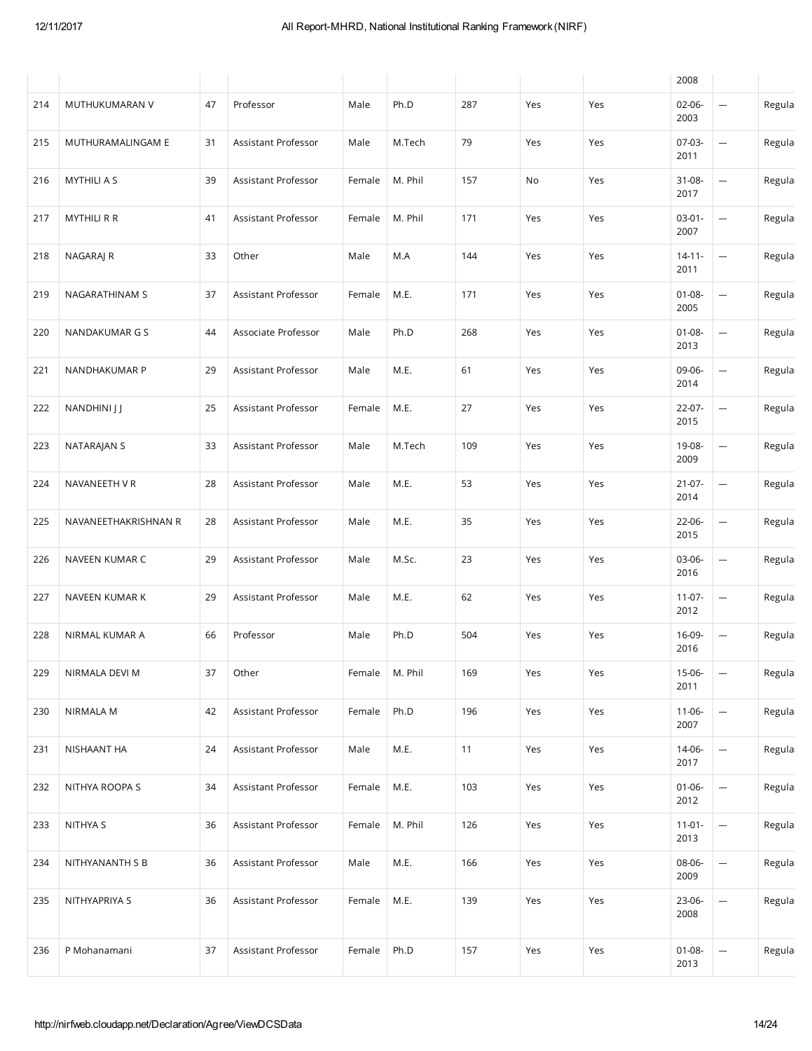| | | | | | | | | | | | |
|---|---|---|---|---|---|---|---|---|---|---|---|
| | | | | | | | | | 2008 | | |
| 214 | MUTHUKUMARAN V | 47 | Professor | Male | Ph.D | 287 | Yes | Yes | 02-06-2003 | --- | Regula |
| 215 | MUTHURAMALINGAM E | 31 | Assistant Professor | Male | M.Tech | 79 | Yes | Yes | 07-03-2011 | --- | Regula |
| 216 | MYTHILI A S | 39 | Assistant Professor | Female | M. Phil | 157 | No | Yes | 31-08-2017 | --- | Regula |
| 217 | MYTHILI R R | 41 | Assistant Professor | Female | M. Phil | 171 | Yes | Yes | 03-01-2007 | --- | Regula |
| 218 | NAGARAJ R | 33 | Other | Male | M.A | 144 | Yes | Yes | 14-11-2011 | --- | Regula |
| 219 | NAGARATHINAM S | 37 | Assistant Professor | Female | M.E. | 171 | Yes | Yes | 01-08-2005 | --- | Regula |
| 220 | NANDAKUMAR G S | 44 | Associate Professor | Male | Ph.D | 268 | Yes | Yes | 01-08-2013 | --- | Regula |
| 221 | NANDHAKUMAR P | 29 | Assistant Professor | Male | M.E. | 61 | Yes | Yes | 09-06-2014 | --- | Regula |
| 222 | NANDHINI J J | 25 | Assistant Professor | Female | M.E. | 27 | Yes | Yes | 22-07-2015 | --- | Regula |
| 223 | NATARAJAN S | 33 | Assistant Professor | Male | M.Tech | 109 | Yes | Yes | 19-08-2009 | --- | Regula |
| 224 | NAVANEETH V R | 28 | Assistant Professor | Male | M.E. | 53 | Yes | Yes | 21-07-2014 | --- | Regula |
| 225 | NAVANEETHAKRISHNAN R | 28 | Assistant Professor | Male | M.E. | 35 | Yes | Yes | 22-06-2015 | --- | Regula |
| 226 | NAVEEN KUMAR C | 29 | Assistant Professor | Male | M.Sc. | 23 | Yes | Yes | 03-06-2016 | --- | Regula |
| 227 | NAVEEN KUMAR K | 29 | Assistant Professor | Male | M.E. | 62 | Yes | Yes | 11-07-2012 | --- | Regula |
| 228 | NIRMAL KUMAR A | 66 | Professor | Male | Ph.D | 504 | Yes | Yes | 16-09-2016 | --- | Regula |
| 229 | NIRMALA DEVI M | 37 | Other | Female | M. Phil | 169 | Yes | Yes | 15-06-2011 | --- | Regula |
| 230 | NIRMALA M | 42 | Assistant Professor | Female | Ph.D | 196 | Yes | Yes | 11-06-2007 | --- | Regula |
| 231 | NISHAANT HA | 24 | Assistant Professor | Male | M.E. | 11 | Yes | Yes | 14-06-2017 | --- | Regula |
| 232 | NITHYA ROOPA S | 34 | Assistant Professor | Female | M.E. | 103 | Yes | Yes | 01-06-2012 | --- | Regula |
| 233 | NITHYA S | 36 | Assistant Professor | Female | M. Phil | 126 | Yes | Yes | 11-01-2013 | --- | Regula |
| 234 | NITHYANANTH S B | 36 | Assistant Professor | Male | M.E. | 166 | Yes | Yes | 08-06-2009 | --- | Regula |
| 235 | NITHYAPRIYA S | 36 | Assistant Professor | Female | M.E. | 139 | Yes | Yes | 23-06-2008 | --- | Regula |
| 236 | P Mohanamani | 37 | Assistant Professor | Female | Ph.D | 157 | Yes | Yes | 01-08-2013 | --- | Regula |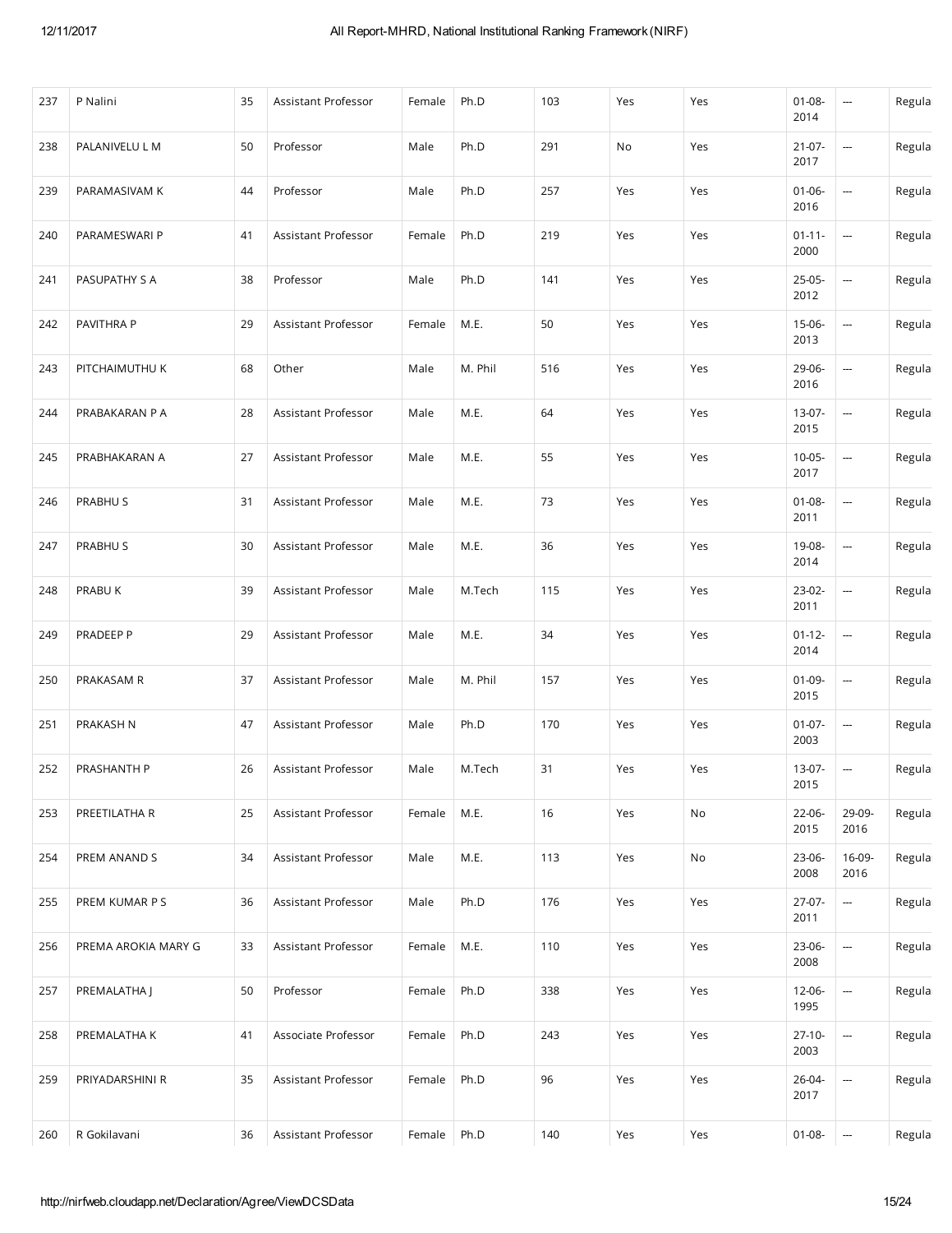| 237 | P Nalini | 35 | Assistant Professor | Female | Ph.D | 103 | Yes | Yes | 01-08-2014 | --- | Regula |
|---|---|---|---|---|---|---|---|---|---|---|---|
| 238 | PALANIVELU L M | 50 | Professor | Male | Ph.D | 291 | No | Yes | 21-07-2017 | --- | Regula |
| 239 | PARAMASIVAM K | 44 | Professor | Male | Ph.D | 257 | Yes | Yes | 01-06-2016 | --- | Regula |
| 240 | PARAMESWARI P | 41 | Assistant Professor | Female | Ph.D | 219 | Yes | Yes | 01-11-2000 | --- | Regula |
| 241 | PASUPATHY S A | 38 | Professor | Male | Ph.D | 141 | Yes | Yes | 25-05-2012 | --- | Regula |
| 242 | PAVITHRA P | 29 | Assistant Professor | Female | M.E. | 50 | Yes | Yes | 15-06-2013 | --- | Regula |
| 243 | PITCHAIMUTHU K | 68 | Other | Male | M. Phil | 516 | Yes | Yes | 29-06-2016 | --- | Regula |
| 244 | PRABAKARAN P A | 28 | Assistant Professor | Male | M.E. | 64 | Yes | Yes | 13-07-2015 | --- | Regula |
| 245 | PRABHAKARAN A | 27 | Assistant Professor | Male | M.E. | 55 | Yes | Yes | 10-05-2017 | --- | Regula |
| 246 | PRABHU S | 31 | Assistant Professor | Male | M.E. | 73 | Yes | Yes | 01-08-2011 | --- | Regula |
| 247 | PRABHU S | 30 | Assistant Professor | Male | M.E. | 36 | Yes | Yes | 19-08-2014 | --- | Regula |
| 248 | PRABU K | 39 | Assistant Professor | Male | M.Tech | 115 | Yes | Yes | 23-02-2011 | --- | Regula |
| 249 | PRADEEP P | 29 | Assistant Professor | Male | M.E. | 34 | Yes | Yes | 01-12-2014 | --- | Regula |
| 250 | PRAKASAM R | 37 | Assistant Professor | Male | M. Phil | 157 | Yes | Yes | 01-09-2015 | --- | Regula |
| 251 | PRAKASH N | 47 | Assistant Professor | Male | Ph.D | 170 | Yes | Yes | 01-07-2003 | --- | Regula |
| 252 | PRASHANTH P | 26 | Assistant Professor | Male | M.Tech | 31 | Yes | Yes | 13-07-2015 | --- | Regula |
| 253 | PREETILATHA R | 25 | Assistant Professor | Female | M.E. | 16 | Yes | No | 22-06-2015 | 29-09-2016 | Regula |
| 254 | PREM ANAND S | 34 | Assistant Professor | Male | M.E. | 113 | Yes | No | 23-06-2008 | 16-09-2016 | Regula |
| 255 | PREM KUMAR P S | 36 | Assistant Professor | Male | Ph.D | 176 | Yes | Yes | 27-07-2011 | --- | Regula |
| 256 | PREMA AROKIA MARY G | 33 | Assistant Professor | Female | M.E. | 110 | Yes | Yes | 23-06-2008 | --- | Regula |
| 257 | PREMALATHA J | 50 | Professor | Female | Ph.D | 338 | Yes | Yes | 12-06-1995 | --- | Regula |
| 258 | PREMALATHA K | 41 | Associate Professor | Female | Ph.D | 243 | Yes | Yes | 27-10-2003 | --- | Regula |
| 259 | PRIYADARSHINI R | 35 | Assistant Professor | Female | Ph.D | 96 | Yes | Yes | 26-04-2017 | --- | Regula |
| 260 | R Gokilavani | 36 | Assistant Professor | Female | Ph.D | 140 | Yes | Yes | 01-08- | --- | Regula |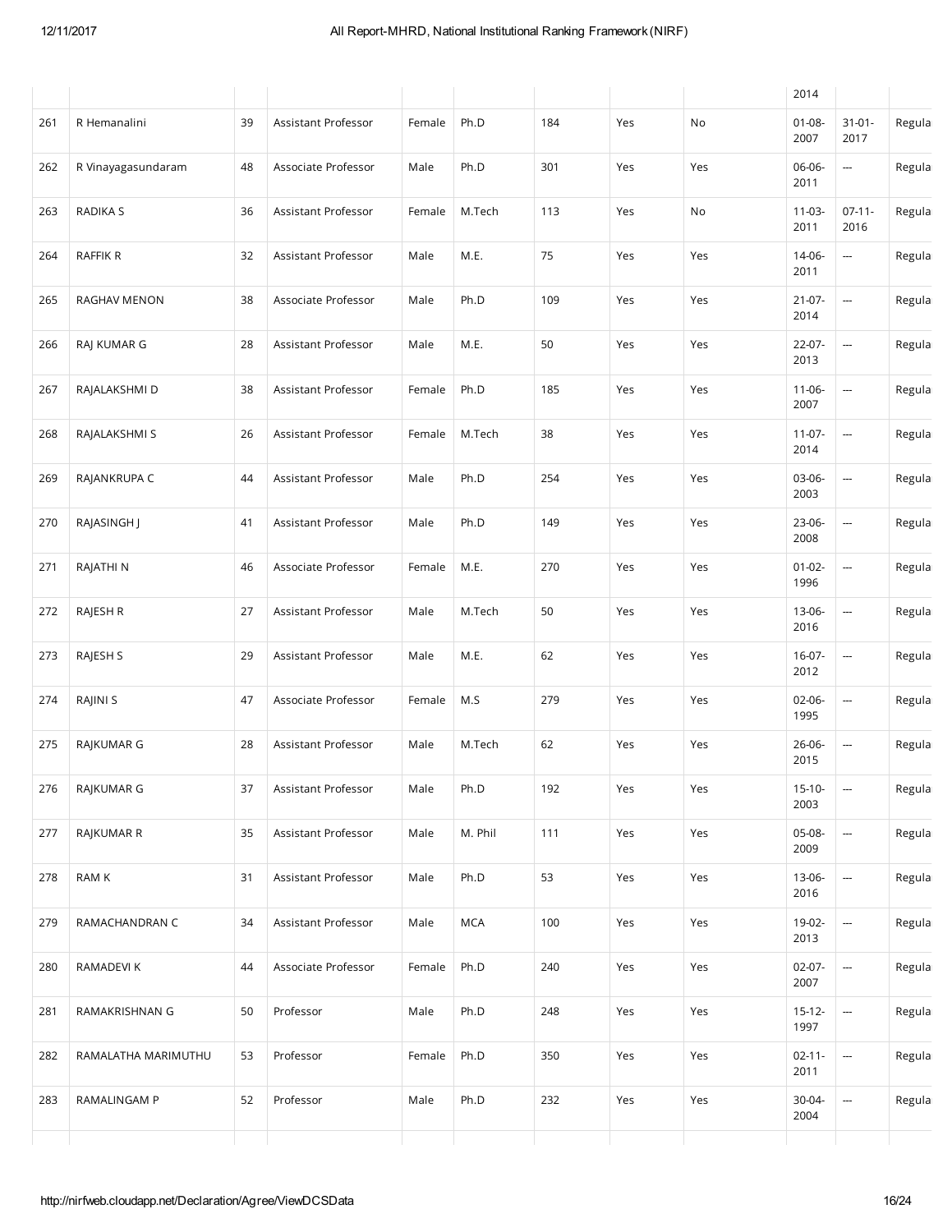|  |  |  |  |  |  |  |  |  | 2014 |  |  |
|---|---|---|---|---|---|---|---|---|---|---|---|
| 261 | R Hemanalini | 39 | Assistant Professor | Female | Ph.D | 184 | Yes | No | 01-08-2007 | 31-01-2017 | Regula |
| 262 | R Vinayagasundaram | 48 | Associate Professor | Male | Ph.D | 301 | Yes | Yes | 06-06-2011 | --- | Regula |
| 263 | RADIKA S | 36 | Assistant Professor | Female | M.Tech | 113 | Yes | No | 11-03-2011 | 07-11-2016 | Regula |
| 264 | RAFFIK R | 32 | Assistant Professor | Male | M.E. | 75 | Yes | Yes | 14-06-2011 | --- | Regula |
| 265 | RAGHAV MENON | 38 | Associate Professor | Male | Ph.D | 109 | Yes | Yes | 21-07-2014 | --- | Regula |
| 266 | RAJ KUMAR G | 28 | Assistant Professor | Male | M.E. | 50 | Yes | Yes | 22-07-2013 | --- | Regula |
| 267 | RAJALAKSHMI D | 38 | Assistant Professor | Female | Ph.D | 185 | Yes | Yes | 11-06-2007 | --- | Regula |
| 268 | RAJALAKSHMI S | 26 | Assistant Professor | Female | M.Tech | 38 | Yes | Yes | 11-07-2014 | --- | Regula |
| 269 | RAJANKRUPA C | 44 | Assistant Professor | Male | Ph.D | 254 | Yes | Yes | 03-06-2003 | --- | Regula |
| 270 | RAJASINGH J | 41 | Assistant Professor | Male | Ph.D | 149 | Yes | Yes | 23-06-2008 | --- | Regula |
| 271 | RAJATHI N | 46 | Associate Professor | Female | M.E. | 270 | Yes | Yes | 01-02-1996 | --- | Regula |
| 272 | RAJESH R | 27 | Assistant Professor | Male | M.Tech | 50 | Yes | Yes | 13-06-2016 | --- | Regula |
| 273 | RAJESH S | 29 | Assistant Professor | Male | M.E. | 62 | Yes | Yes | 16-07-2012 | --- | Regula |
| 274 | RAJINI S | 47 | Associate Professor | Female | M.S | 279 | Yes | Yes | 02-06-1995 | --- | Regula |
| 275 | RAJKUMAR G | 28 | Assistant Professor | Male | M.Tech | 62 | Yes | Yes | 26-06-2015 | --- | Regula |
| 276 | RAJKUMAR G | 37 | Assistant Professor | Male | Ph.D | 192 | Yes | Yes | 15-10-2003 | --- | Regula |
| 277 | RAJKUMAR R | 35 | Assistant Professor | Male | M. Phil | 111 | Yes | Yes | 05-08-2009 | --- | Regula |
| 278 | RAM K | 31 | Assistant Professor | Male | Ph.D | 53 | Yes | Yes | 13-06-2016 | --- | Regula |
| 279 | RAMACHANDRAN C | 34 | Assistant Professor | Male | MCA | 100 | Yes | Yes | 19-02-2013 | --- | Regula |
| 280 | RAMADEVI K | 44 | Associate Professor | Female | Ph.D | 240 | Yes | Yes | 02-07-2007 | --- | Regula |
| 281 | RAMAKRISHNAN G | 50 | Professor | Male | Ph.D | 248 | Yes | Yes | 15-12-1997 | --- | Regula |
| 282 | RAMALATHA MARIMUTHU | 53 | Professor | Female | Ph.D | 350 | Yes | Yes | 02-11-2011 | --- | Regula |
| 283 | RAMALINGAM P | 52 | Professor | Male | Ph.D | 232 | Yes | Yes | 30-04-2004 | --- | Regula |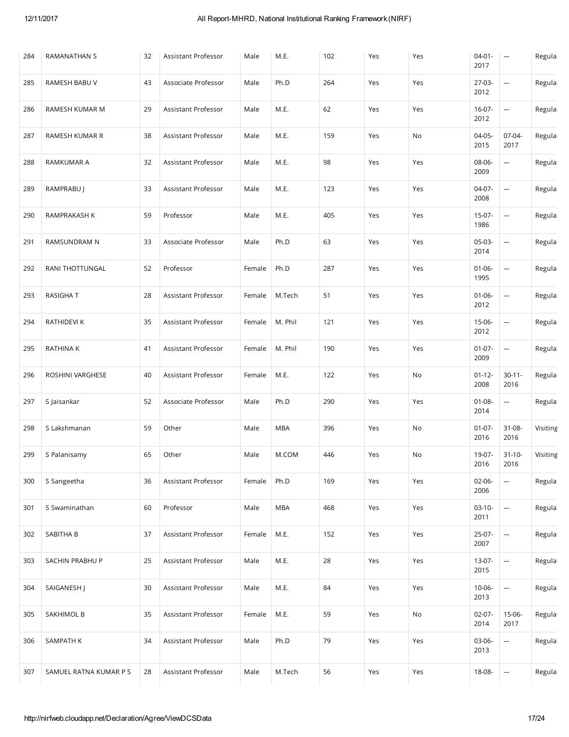| 284 | RAMANATHAN S | 32 | Assistant Professor | Male | M.E. | 102 | Yes | Yes | 04-01-2017 | --- | Regula |
|---|---|---|---|---|---|---|---|---|---|---|---|
| 285 | RAMESH BABU V | 43 | Associate Professor | Male | Ph.D | 264 | Yes | Yes | 27-03-2012 | --- | Regula |
| 286 | RAMESH KUMAR M | 29 | Assistant Professor | Male | M.E. | 62 | Yes | Yes | 16-07-2012 | --- | Regula |
| 287 | RAMESH KUMAR R | 38 | Assistant Professor | Male | M.E. | 159 | Yes | No | 04-05-2015 | 07-04-2017 | Regula |
| 288 | RAMKUMAR A | 32 | Assistant Professor | Male | M.E. | 98 | Yes | Yes | 08-06-2009 | --- | Regula |
| 289 | RAMPRABU J | 33 | Assistant Professor | Male | M.E. | 123 | Yes | Yes | 04-07-2008 | --- | Regula |
| 290 | RAMPRAKASH K | 59 | Professor | Male | M.E. | 405 | Yes | Yes | 15-07-1986 | --- | Regula |
| 291 | RAMSUNDRAM N | 33 | Associate Professor | Male | Ph.D | 63 | Yes | Yes | 05-03-2014 | --- | Regula |
| 292 | RANI THOTTUNGAL | 52 | Professor | Female | Ph.D | 287 | Yes | Yes | 01-06-1995 | --- | Regula |
| 293 | RASIGHA T | 28 | Assistant Professor | Female | M.Tech | 51 | Yes | Yes | 01-06-2012 | --- | Regula |
| 294 | RATHIDEVI K | 35 | Assistant Professor | Female | M. Phil | 121 | Yes | Yes | 15-06-2012 | --- | Regula |
| 295 | RATHINA K | 41 | Assistant Professor | Female | M. Phil | 190 | Yes | Yes | 01-07-2009 | --- | Regula |
| 296 | ROSHINI VARGHESE | 40 | Assistant Professor | Female | M.E. | 122 | Yes | No | 01-12-2008 | 30-11-2016 | Regula |
| 297 | S Jaisankar | 52 | Associate Professor | Male | Ph.D | 290 | Yes | Yes | 01-08-2014 | --- | Regula |
| 298 | S Lakshmanan | 59 | Other | Male | MBA | 396 | Yes | No | 01-07-2016 | 31-08-2016 | Visiting |
| 299 | S Palanisamy | 65 | Other | Male | M.COM | 446 | Yes | No | 19-07-2016 | 31-10-2016 | Visiting |
| 300 | S Sangeetha | 36 | Assistant Professor | Female | Ph.D | 169 | Yes | Yes | 02-06-2006 | --- | Regula |
| 301 | S Swaminathan | 60 | Professor | Male | MBA | 468 | Yes | Yes | 03-10-2011 | --- | Regula |
| 302 | SABITHA B | 37 | Assistant Professor | Female | M.E. | 152 | Yes | Yes | 25-07-2007 | --- | Regula |
| 303 | SACHIN PRABHU P | 25 | Assistant Professor | Male | M.E. | 28 | Yes | Yes | 13-07-2015 | --- | Regula |
| 304 | SAIGANESH J | 30 | Assistant Professor | Male | M.E. | 84 | Yes | Yes | 10-06-2013 | --- | Regula |
| 305 | SAKHIMOL B | 35 | Assistant Professor | Female | M.E. | 59 | Yes | No | 02-07-2014 | 15-06-2017 | Regula |
| 306 | SAMPATH K | 34 | Assistant Professor | Male | Ph.D | 79 | Yes | Yes | 03-06-2013 | --- | Regula |
| 307 | SAMUEL RATNA KUMAR P S | 28 | Assistant Professor | Male | M.Tech | 56 | Yes | Yes | 18-08- | --- | Regula |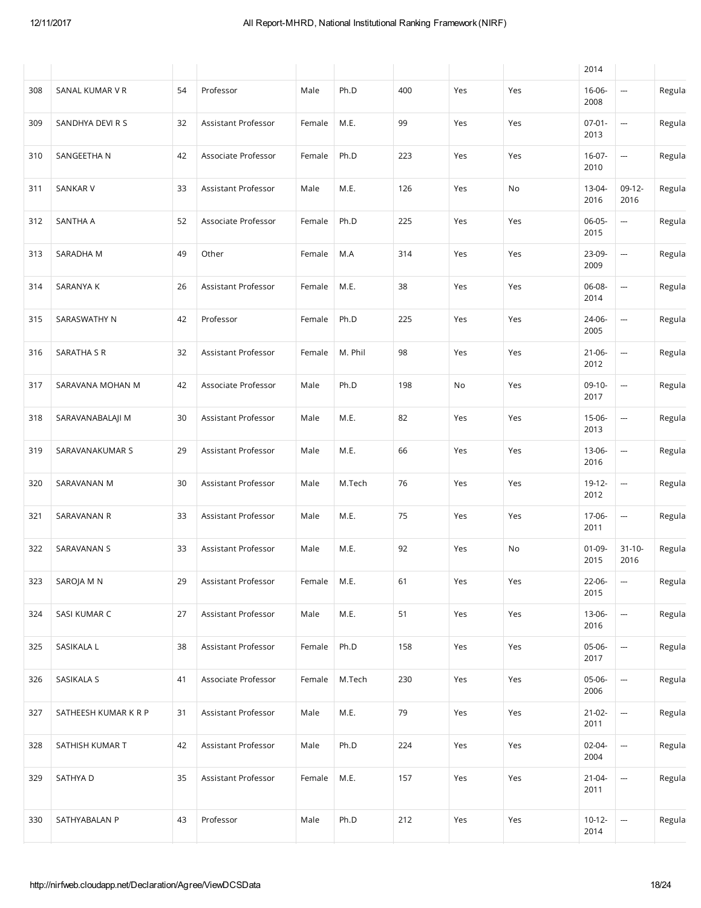| | | | | | | | | | 2014 | | |
|---|---|---|---|---|---|---|---|---|---|---|---|
| 308 | SANAL KUMAR V R | 54 | Professor | Male | Ph.D | 400 | Yes | Yes | 16-06-2008 | --- | Regula |
| 309 | SANDHYA DEVI R S | 32 | Assistant Professor | Female | M.E. | 99 | Yes | Yes | 07-01-2013 | --- | Regula |
| 310 | SANGEETHA N | 42 | Associate Professor | Female | Ph.D | 223 | Yes | Yes | 16-07-2010 | --- | Regula |
| 311 | SANKAR V | 33 | Assistant Professor | Male | M.E. | 126 | Yes | No | 13-04-2016 | 09-12-2016 | Regula |
| 312 | SANTHA A | 52 | Associate Professor | Female | Ph.D | 225 | Yes | Yes | 06-05-2015 | --- | Regula |
| 313 | SARADHA M | 49 | Other | Female | M.A | 314 | Yes | Yes | 23-09-2009 | --- | Regula |
| 314 | SARANYA K | 26 | Assistant Professor | Female | M.E. | 38 | Yes | Yes | 06-08-2014 | --- | Regula |
| 315 | SARASWATHY N | 42 | Professor | Female | Ph.D | 225 | Yes | Yes | 24-06-2005 | --- | Regula |
| 316 | SARATHA S R | 32 | Assistant Professor | Female | M. Phil | 98 | Yes | Yes | 21-06-2012 | --- | Regula |
| 317 | SARAVANA MOHAN M | 42 | Associate Professor | Male | Ph.D | 198 | No | Yes | 09-10-2017 | --- | Regula |
| 318 | SARAVANABALAJI M | 30 | Assistant Professor | Male | M.E. | 82 | Yes | Yes | 15-06-2013 | --- | Regula |
| 319 | SARAVANAKUMAR S | 29 | Assistant Professor | Male | M.E. | 66 | Yes | Yes | 13-06-2016 | --- | Regula |
| 320 | SARAVANAN M | 30 | Assistant Professor | Male | M.Tech | 76 | Yes | Yes | 19-12-2012 | --- | Regula |
| 321 | SARAVANAN R | 33 | Assistant Professor | Male | M.E. | 75 | Yes | Yes | 17-06-2011 | --- | Regula |
| 322 | SARAVANAN S | 33 | Assistant Professor | Male | M.E. | 92 | Yes | No | 01-09-2015 | 31-10-2016 | Regula |
| 323 | SAROJA M N | 29 | Assistant Professor | Female | M.E. | 61 | Yes | Yes | 22-06-2015 | --- | Regula |
| 324 | SASI KUMAR C | 27 | Assistant Professor | Male | M.E. | 51 | Yes | Yes | 13-06-2016 | --- | Regula |
| 325 | SASIKALA L | 38 | Assistant Professor | Female | Ph.D | 158 | Yes | Yes | 05-06-2017 | --- | Regula |
| 326 | SASIKALA S | 41 | Associate Professor | Female | M.Tech | 230 | Yes | Yes | 05-06-2006 | --- | Regula |
| 327 | SATHEESH KUMAR K R P | 31 | Assistant Professor | Male | M.E. | 79 | Yes | Yes | 21-02-2011 | --- | Regula |
| 328 | SATHISH KUMAR T | 42 | Assistant Professor | Male | Ph.D | 224 | Yes | Yes | 02-04-2004 | --- | Regula |
| 329 | SATHYA D | 35 | Assistant Professor | Female | M.E. | 157 | Yes | Yes | 21-04-2011 | --- | Regula |
| 330 | SATHYABALAN P | 43 | Professor | Male | Ph.D | 212 | Yes | Yes | 10-12-2014 | --- | Regula |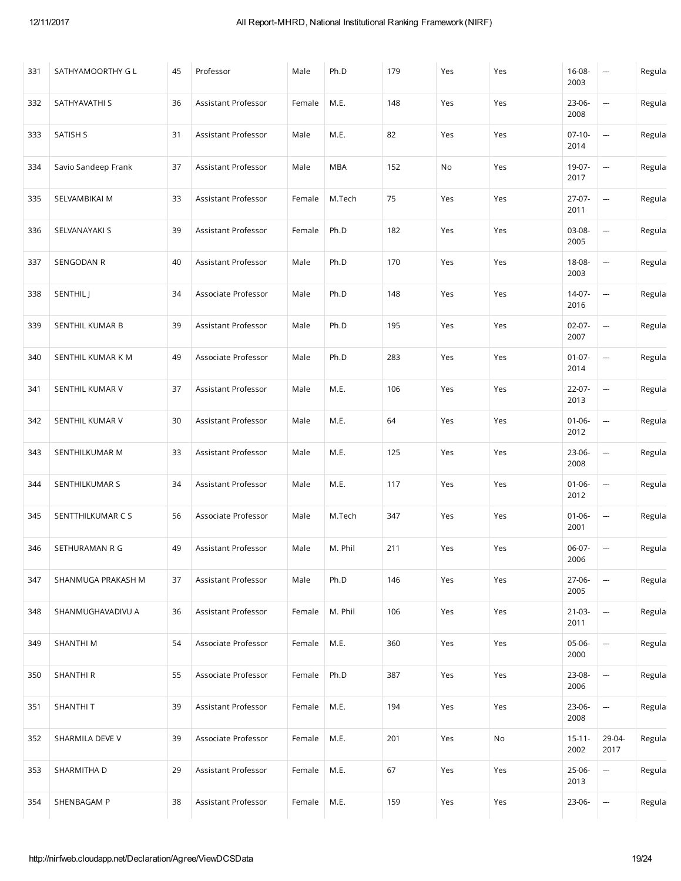| 331 | SATHYAMOORTHY G L | 45 | Professor | Male | Ph.D | 179 | Yes | Yes | 16-08-2003 | --- | Regula |
|---|---|---|---|---|---|---|---|---|---|---|---|
| 332 | SATHYAVATHI S | 36 | Assistant Professor | Female | M.E. | 148 | Yes | Yes | 23-06-2008 | --- | Regula |
| 333 | SATISH S | 31 | Assistant Professor | Male | M.E. | 82 | Yes | Yes | 07-10-2014 | --- | Regula |
| 334 | Savio Sandeep Frank | 37 | Assistant Professor | Male | MBA | 152 | No | Yes | 19-07-2017 | --- | Regula |
| 335 | SELVAMBIKAI M | 33 | Assistant Professor | Female | M.Tech | 75 | Yes | Yes | 27-07-2011 | --- | Regula |
| 336 | SELVANAYAKI S | 39 | Assistant Professor | Female | Ph.D | 182 | Yes | Yes | 03-08-2005 | --- | Regula |
| 337 | SENGODAN R | 40 | Assistant Professor | Male | Ph.D | 170 | Yes | Yes | 18-08-2003 | --- | Regula |
| 338 | SENTHIL J | 34 | Associate Professor | Male | Ph.D | 148 | Yes | Yes | 14-07-2016 | --- | Regula |
| 339 | SENTHIL KUMAR B | 39 | Assistant Professor | Male | Ph.D | 195 | Yes | Yes | 02-07-2007 | --- | Regula |
| 340 | SENTHIL KUMAR K M | 49 | Associate Professor | Male | Ph.D | 283 | Yes | Yes | 01-07-2014 | --- | Regula |
| 341 | SENTHIL KUMAR V | 37 | Assistant Professor | Male | M.E. | 106 | Yes | Yes | 22-07-2013 | --- | Regula |
| 342 | SENTHIL KUMAR V | 30 | Assistant Professor | Male | M.E. | 64 | Yes | Yes | 01-06-2012 | --- | Regula |
| 343 | SENTHILKUMAR M | 33 | Assistant Professor | Male | M.E. | 125 | Yes | Yes | 23-06-2008 | --- | Regula |
| 344 | SENTHILKUMAR S | 34 | Assistant Professor | Male | M.E. | 117 | Yes | Yes | 01-06-2012 | --- | Regula |
| 345 | SENTTHILKUMAR C S | 56 | Associate Professor | Male | M.Tech | 347 | Yes | Yes | 01-06-2001 | --- | Regula |
| 346 | SETHURAMAN R G | 49 | Assistant Professor | Male | M. Phil | 211 | Yes | Yes | 06-07-2006 | --- | Regula |
| 347 | SHANMUGA PRAKASH M | 37 | Assistant Professor | Male | Ph.D | 146 | Yes | Yes | 27-06-2005 | --- | Regula |
| 348 | SHANMUGHAVADIVU A | 36 | Assistant Professor | Female | M. Phil | 106 | Yes | Yes | 21-03-2011 | --- | Regula |
| 349 | SHANTHI M | 54 | Associate Professor | Female | M.E. | 360 | Yes | Yes | 05-06-2000 | --- | Regula |
| 350 | SHANTHI R | 55 | Associate Professor | Female | Ph.D | 387 | Yes | Yes | 23-08-2006 | --- | Regula |
| 351 | SHANTHI T | 39 | Assistant Professor | Female | M.E. | 194 | Yes | Yes | 23-06-2008 | --- | Regula |
| 352 | SHARMILA DEVE V | 39 | Associate Professor | Female | M.E. | 201 | Yes | No | 15-11-2002 | 29-04-2017 | Regula |
| 353 | SHARMITHA D | 29 | Assistant Professor | Female | M.E. | 67 | Yes | Yes | 25-06-2013 | --- | Regula |
| 354 | SHENBAGAM P | 38 | Assistant Professor | Female | M.E. | 159 | Yes | Yes | 23-06- | --- | Regula |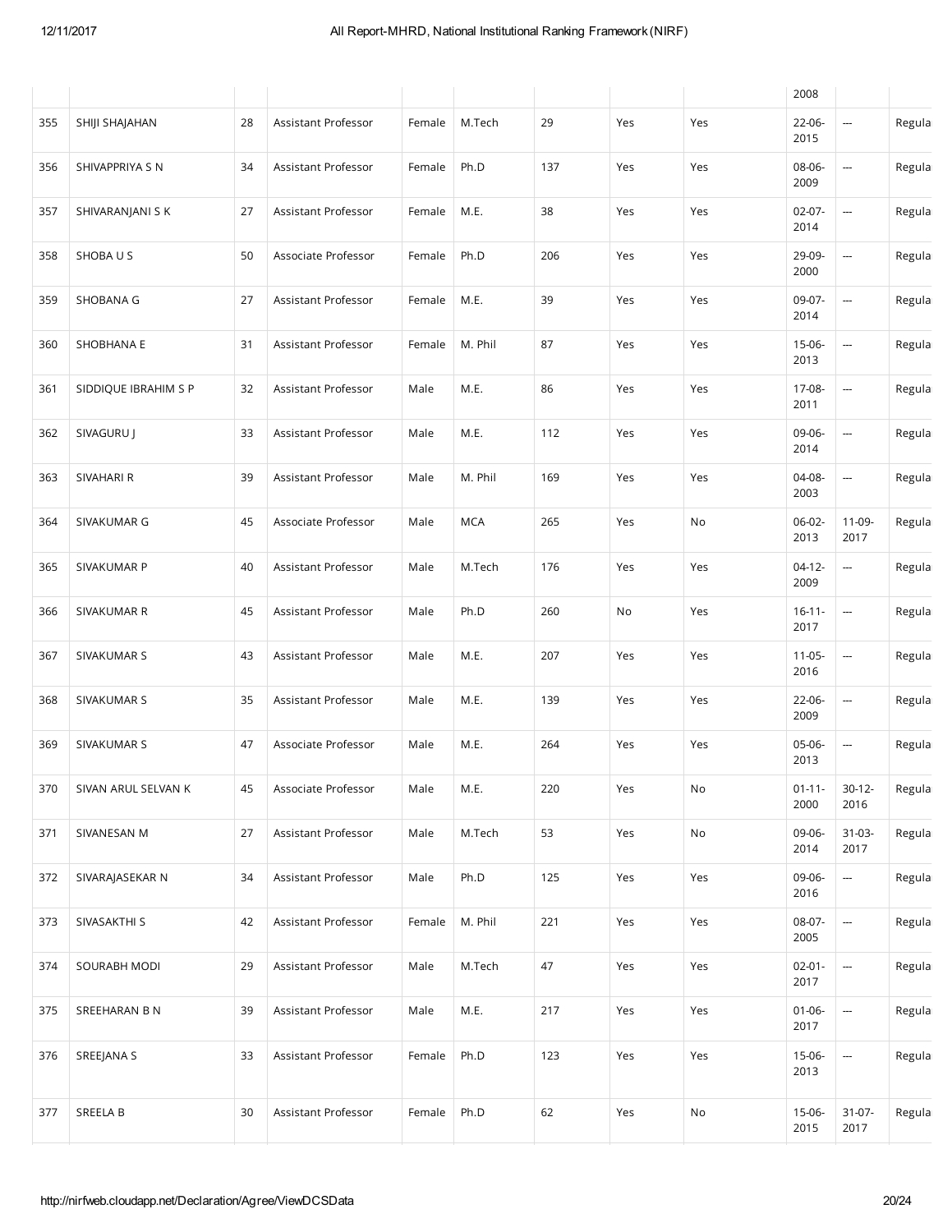| | | | | | | | | | 2008 | | |
|---|---|---|---|---|---|---|---|---|---|---|---|
| 355 | SHIJI SHAJAHAN | 28 | Assistant Professor | Female | M.Tech | 29 | Yes | Yes | 22-06-2015 | --- | Regula |
| 356 | SHIVAPPRIYA S N | 34 | Assistant Professor | Female | Ph.D | 137 | Yes | Yes | 08-06-2009 | --- | Regula |
| 357 | SHIVARANJANI S K | 27 | Assistant Professor | Female | M.E. | 38 | Yes | Yes | 02-07-2014 | --- | Regula |
| 358 | SHOBA U S | 50 | Associate Professor | Female | Ph.D | 206 | Yes | Yes | 29-09-2000 | --- | Regula |
| 359 | SHOBANA G | 27 | Assistant Professor | Female | M.E. | 39 | Yes | Yes | 09-07-2014 | --- | Regula |
| 360 | SHOBHANA E | 31 | Assistant Professor | Female | M. Phil | 87 | Yes | Yes | 15-06-2013 | --- | Regula |
| 361 | SIDDIQUE IBRAHIM S P | 32 | Assistant Professor | Male | M.E. | 86 | Yes | Yes | 17-08-2011 | --- | Regula |
| 362 | SIVAGURU J | 33 | Assistant Professor | Male | M.E. | 112 | Yes | Yes | 09-06-2014 | --- | Regula |
| 363 | SIVAHARI R | 39 | Assistant Professor | Male | M. Phil | 169 | Yes | Yes | 04-08-2003 | --- | Regula |
| 364 | SIVAKUMAR G | 45 | Associate Professor | Male | MCA | 265 | Yes | No | 06-02-2013 | 11-09-2017 | Regula |
| 365 | SIVAKUMAR P | 40 | Assistant Professor | Male | M.Tech | 176 | Yes | Yes | 04-12-2009 | --- | Regula |
| 366 | SIVAKUMAR R | 45 | Assistant Professor | Male | Ph.D | 260 | No | Yes | 16-11-2017 | --- | Regula |
| 367 | SIVAKUMAR S | 43 | Assistant Professor | Male | M.E. | 207 | Yes | Yes | 11-05-2016 | --- | Regula |
| 368 | SIVAKUMAR S | 35 | Assistant Professor | Male | M.E. | 139 | Yes | Yes | 22-06-2009 | --- | Regula |
| 369 | SIVAKUMAR S | 47 | Associate Professor | Male | M.E. | 264 | Yes | Yes | 05-06-2013 | --- | Regula |
| 370 | SIVAN ARUL SELVAN K | 45 | Associate Professor | Male | M.E. | 220 | Yes | No | 01-11-2000 | 30-12-2016 | Regula |
| 371 | SIVANESAN M | 27 | Assistant Professor | Male | M.Tech | 53 | Yes | No | 09-06-2014 | 31-03-2017 | Regula |
| 372 | SIVARAJASEKAR N | 34 | Assistant Professor | Male | Ph.D | 125 | Yes | Yes | 09-06-2016 | --- | Regula |
| 373 | SIVASAKTHI S | 42 | Assistant Professor | Female | M. Phil | 221 | Yes | Yes | 08-07-2005 | --- | Regula |
| 374 | SOURABH MODI | 29 | Assistant Professor | Male | M.Tech | 47 | Yes | Yes | 02-01-2017 | --- | Regula |
| 375 | SREEHARAN B N | 39 | Assistant Professor | Male | M.E. | 217 | Yes | Yes | 01-06-2017 | --- | Regula |
| 376 | SREEJANA S | 33 | Assistant Professor | Female | Ph.D | 123 | Yes | Yes | 15-06-2013 | --- | Regula |
| 377 | SREELA B | 30 | Assistant Professor | Female | Ph.D | 62 | Yes | No | 15-06-2015 | 31-07-2017 | Regula |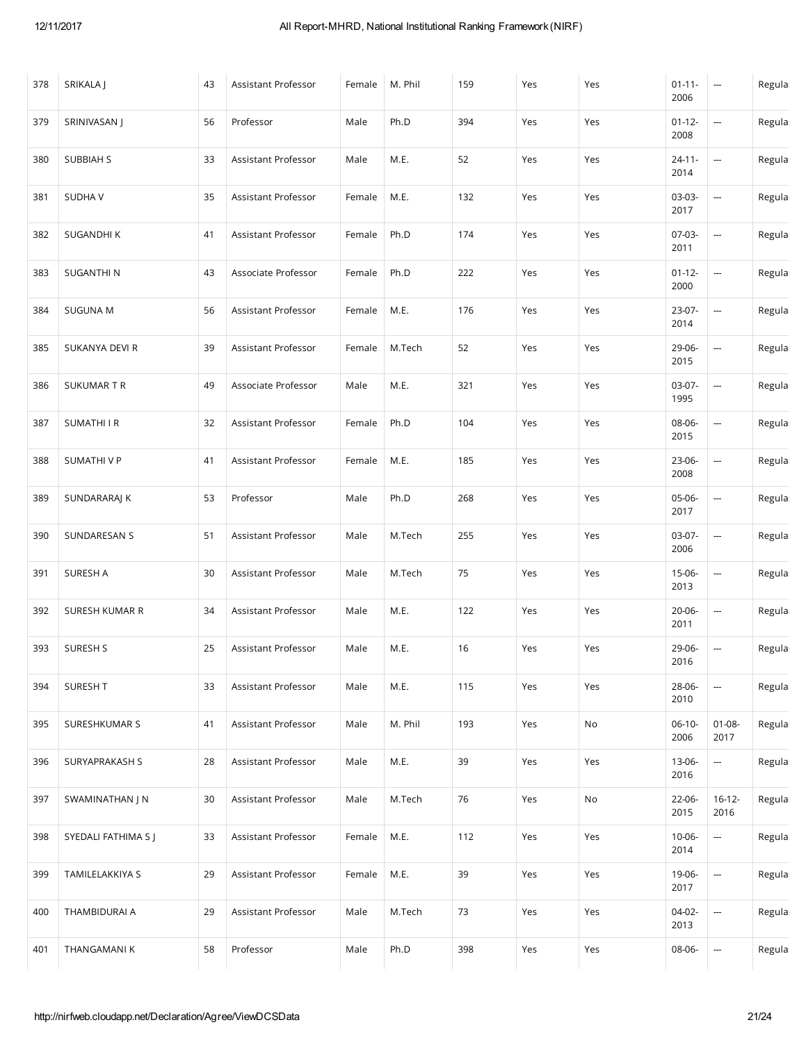| 378 | SRIKALA J | 43 | Assistant Professor | Female | M. Phil | 159 | Yes | Yes | 01-11-2006 | --- | Regula |
|---|---|---|---|---|---|---|---|---|---|---|---|
| 379 | SRINIVASAN J | 56 | Professor | Male | Ph.D | 394 | Yes | Yes | 01-12-2008 | --- | Regula |
| 380 | SUBBIAH S | 33 | Assistant Professor | Male | M.E. | 52 | Yes | Yes | 24-11-2014 | --- | Regula |
| 381 | SUDHA V | 35 | Assistant Professor | Female | M.E. | 132 | Yes | Yes | 03-03-2017 | --- | Regula |
| 382 | SUGANDHI K | 41 | Assistant Professor | Female | Ph.D | 174 | Yes | Yes | 07-03-2011 | --- | Regula |
| 383 | SUGANTHI N | 43 | Associate Professor | Female | Ph.D | 222 | Yes | Yes | 01-12-2000 | --- | Regula |
| 384 | SUGUNA M | 56 | Assistant Professor | Female | M.E. | 176 | Yes | Yes | 23-07-2014 | --- | Regula |
| 385 | SUKANYA DEVI R | 39 | Assistant Professor | Female | M.Tech | 52 | Yes | Yes | 29-06-2015 | --- | Regula |
| 386 | SUKUMAR T R | 49 | Associate Professor | Male | M.E. | 321 | Yes | Yes | 03-07-1995 | --- | Regula |
| 387 | SUMATHI I R | 32 | Assistant Professor | Female | Ph.D | 104 | Yes | Yes | 08-06-2015 | --- | Regula |
| 388 | SUMATHI V P | 41 | Assistant Professor | Female | M.E. | 185 | Yes | Yes | 23-06-2008 | --- | Regula |
| 389 | SUNDARARAJ K | 53 | Professor | Male | Ph.D | 268 | Yes | Yes | 05-06-2017 | --- | Regula |
| 390 | SUNDARESAN S | 51 | Assistant Professor | Male | M.Tech | 255 | Yes | Yes | 03-07-2006 | --- | Regula |
| 391 | SURESH A | 30 | Assistant Professor | Male | M.Tech | 75 | Yes | Yes | 15-06-2013 | --- | Regula |
| 392 | SURESH KUMAR R | 34 | Assistant Professor | Male | M.E. | 122 | Yes | Yes | 20-06-2011 | --- | Regula |
| 393 | SURESH S | 25 | Assistant Professor | Male | M.E. | 16 | Yes | Yes | 29-06-2016 | --- | Regula |
| 394 | SURESH T | 33 | Assistant Professor | Male | M.E. | 115 | Yes | Yes | 28-06-2010 | --- | Regula |
| 395 | SURESHKUMAR S | 41 | Assistant Professor | Male | M. Phil | 193 | Yes | No | 06-10-2006 | 01-08-2017 | Regula |
| 396 | SURYAPRAKASH S | 28 | Assistant Professor | Male | M.E. | 39 | Yes | Yes | 13-06-2016 | --- | Regula |
| 397 | SWAMINATHAN J N | 30 | Assistant Professor | Male | M.Tech | 76 | Yes | No | 22-06-2015 | 16-12-2016 | Regula |
| 398 | SYEDALI FATHIMA S J | 33 | Assistant Professor | Female | M.E. | 112 | Yes | Yes | 10-06-2014 | --- | Regula |
| 399 | TAMILELAKKIYA S | 29 | Assistant Professor | Female | M.E. | 39 | Yes | Yes | 19-06-2017 | --- | Regula |
| 400 | THAMBIDURAI A | 29 | Assistant Professor | Male | M.Tech | 73 | Yes | Yes | 04-02-2013 | --- | Regula |
| 401 | THANGAMANI K | 58 | Professor | Male | Ph.D | 398 | Yes | Yes | 08-06- | --- | Regula |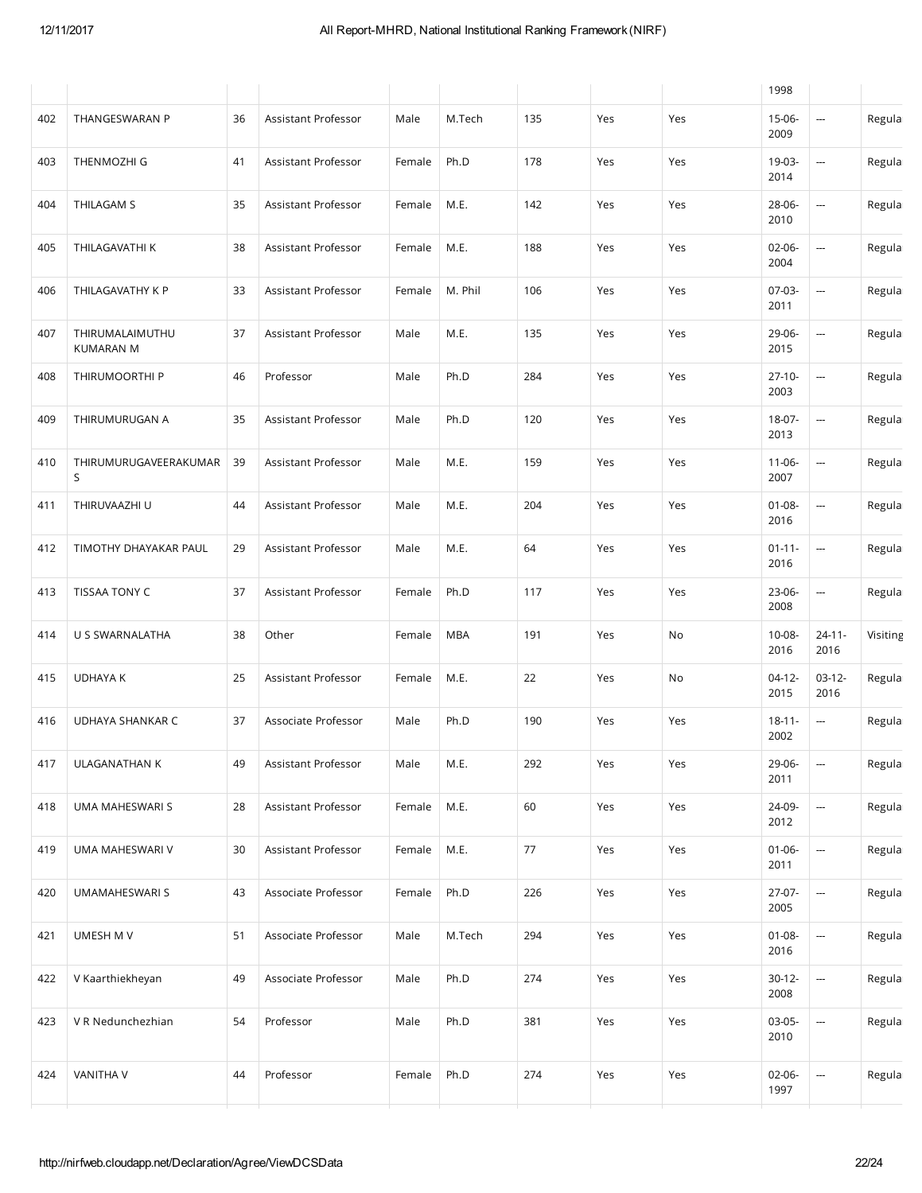|  |  |  |  |  |  |  |  |  | 1998 |  |  |
|---|---|---|---|---|---|---|---|---|---|---|---|
| 402 | THANGESWARAN P | 36 | Assistant Professor | Male | M.Tech | 135 | Yes | Yes | 15-06-2009 | --- | Regula |
| 403 | THENMOZHI G | 41 | Assistant Professor | Female | Ph.D | 178 | Yes | Yes | 19-03-2014 | --- | Regula |
| 404 | THILAGAM S | 35 | Assistant Professor | Female | M.E. | 142 | Yes | Yes | 28-06-2010 | --- | Regula |
| 405 | THILAGAVATHI K | 38 | Assistant Professor | Female | M.E. | 188 | Yes | Yes | 02-06-2004 | --- | Regula |
| 406 | THILAGAVATHY K P | 33 | Assistant Professor | Female | M. Phil | 106 | Yes | Yes | 07-03-2011 | --- | Regula |
| 407 | THIRUMALAIMUTHU KUMARAN M | 37 | Assistant Professor | Male | M.E. | 135 | Yes | Yes | 29-06-2015 | --- | Regula |
| 408 | THIRUMOORTHI P | 46 | Professor | Male | Ph.D | 284 | Yes | Yes | 27-10-2003 | --- | Regula |
| 409 | THIRUMURUGAN A | 35 | Assistant Professor | Male | Ph.D | 120 | Yes | Yes | 18-07-2013 | --- | Regula |
| 410 | THIRUMURUGAVEERAKUMAR S | 39 | Assistant Professor | Male | M.E. | 159 | Yes | Yes | 11-06-2007 | --- | Regula |
| 411 | THIRUVAAZHI U | 44 | Assistant Professor | Male | M.E. | 204 | Yes | Yes | 01-08-2016 | --- | Regula |
| 412 | TIMOTHY DHAYAKAR PAUL | 29 | Assistant Professor | Male | M.E. | 64 | Yes | Yes | 01-11-2016 | --- | Regula |
| 413 | TISSAA TONY C | 37 | Assistant Professor | Female | Ph.D | 117 | Yes | Yes | 23-06-2008 | --- | Regula |
| 414 | U S SWARNALATHA | 38 | Other | Female | MBA | 191 | Yes | No | 10-08-2016 | 24-11-2016 | Visiting |
| 415 | UDHAYA K | 25 | Assistant Professor | Female | M.E. | 22 | Yes | No | 04-12-2015 | 03-12-2016 | Regula |
| 416 | UDHAYA SHANKAR C | 37 | Associate Professor | Male | Ph.D | 190 | Yes | Yes | 18-11-2002 | --- | Regula |
| 417 | ULAGANATHAN K | 49 | Assistant Professor | Male | M.E. | 292 | Yes | Yes | 29-06-2011 | --- | Regula |
| 418 | UMA MAHESWARI S | 28 | Assistant Professor | Female | M.E. | 60 | Yes | Yes | 24-09-2012 | --- | Regula |
| 419 | UMA MAHESWARI V | 30 | Assistant Professor | Female | M.E. | 77 | Yes | Yes | 01-06-2011 | --- | Regula |
| 420 | UMAMAHESWARI S | 43 | Associate Professor | Female | Ph.D | 226 | Yes | Yes | 27-07-2005 | --- | Regula |
| 421 | UMESH M V | 51 | Associate Professor | Male | M.Tech | 294 | Yes | Yes | 01-08-2016 | --- | Regula |
| 422 | V Kaarthiekheyan | 49 | Associate Professor | Male | Ph.D | 274 | Yes | Yes | 30-12-2008 | --- | Regula |
| 423 | V R Nedunchezhian | 54 | Professor | Male | Ph.D | 381 | Yes | Yes | 03-05-2010 | --- | Regula |
| 424 | VANITHA V | 44 | Professor | Female | Ph.D | 274 | Yes | Yes | 02-06-1997 | --- | Regula |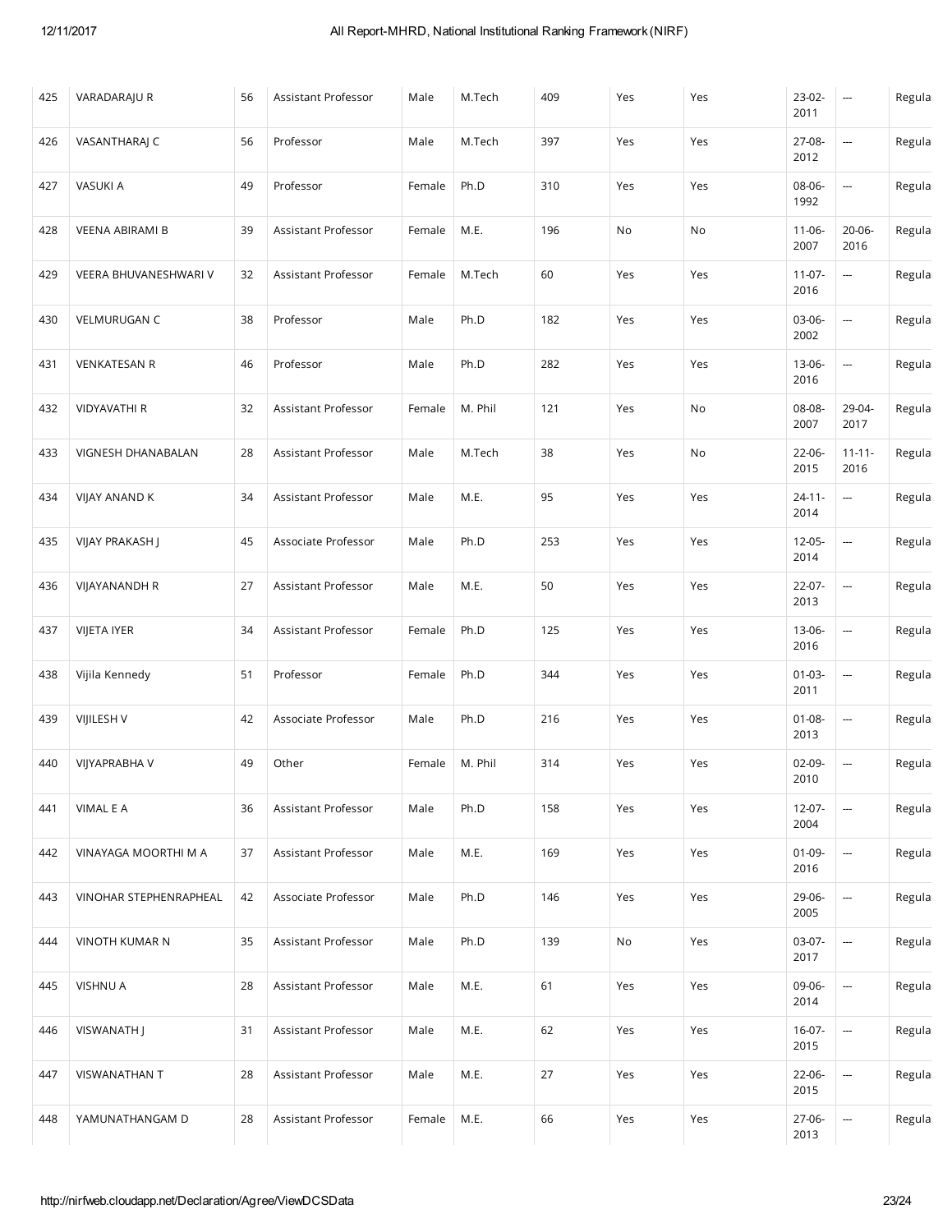| 425 | VARADARAJU R | 56 | Assistant Professor | Male | M.Tech | 409 | Yes | Yes | 23-02-2011 | --- | Regula |
|---|---|---|---|---|---|---|---|---|---|---|---|
| 426 | VASANTHARAJ C | 56 | Professor | Male | M.Tech | 397 | Yes | Yes | 27-08-2012 | --- | Regula |
| 427 | VASUKI A | 49 | Professor | Female | Ph.D | 310 | Yes | Yes | 08-06-1992 | --- | Regula |
| 428 | VEENA ABIRAMI B | 39 | Assistant Professor | Female | M.E. | 196 | No | No | 11-06-2007 | 20-06-2016 | Regula |
| 429 | VEERA BHUVANESHWARI V | 32 | Assistant Professor | Female | M.Tech | 60 | Yes | Yes | 11-07-2016 | --- | Regula |
| 430 | VELMURUGAN C | 38 | Professor | Male | Ph.D | 182 | Yes | Yes | 03-06-2002 | --- | Regula |
| 431 | VENKATESAN R | 46 | Professor | Male | Ph.D | 282 | Yes | Yes | 13-06-2016 | --- | Regula |
| 432 | VIDYAVATHI R | 32 | Assistant Professor | Female | M. Phil | 121 | Yes | No | 08-08-2007 | 29-04-2017 | Regula |
| 433 | VIGNESH DHANABALAN | 28 | Assistant Professor | Male | M.Tech | 38 | Yes | No | 22-06-2015 | 11-11-2016 | Regula |
| 434 | VIJAY ANAND K | 34 | Assistant Professor | Male | M.E. | 95 | Yes | Yes | 24-11-2014 | --- | Regula |
| 435 | VIJAY PRAKASH J | 45 | Associate Professor | Male | Ph.D | 253 | Yes | Yes | 12-05-2014 | --- | Regula |
| 436 | VIJAYANANDH R | 27 | Assistant Professor | Male | M.E. | 50 | Yes | Yes | 22-07-2013 | --- | Regula |
| 437 | VIJETA IYER | 34 | Assistant Professor | Female | Ph.D | 125 | Yes | Yes | 13-06-2016 | --- | Regula |
| 438 | Vijila Kennedy | 51 | Professor | Female | Ph.D | 344 | Yes | Yes | 01-03-2011 | --- | Regula |
| 439 | VIJILESH V | 42 | Associate Professor | Male | Ph.D | 216 | Yes | Yes | 01-08-2013 | --- | Regula |
| 440 | VIJYAPRABHA V | 49 | Other | Female | M. Phil | 314 | Yes | Yes | 02-09-2010 | --- | Regula |
| 441 | VIMAL E A | 36 | Assistant Professor | Male | Ph.D | 158 | Yes | Yes | 12-07-2004 | --- | Regula |
| 442 | VINAYAGA MOORTHI M A | 37 | Assistant Professor | Male | M.E. | 169 | Yes | Yes | 01-09-2016 | --- | Regula |
| 443 | VINOHAR STEPHENRAPHEAL | 42 | Associate Professor | Male | Ph.D | 146 | Yes | Yes | 29-06-2005 | --- | Regula |
| 444 | VINOTH KUMAR N | 35 | Assistant Professor | Male | Ph.D | 139 | No | Yes | 03-07-2017 | --- | Regula |
| 445 | VISHNU A | 28 | Assistant Professor | Male | M.E. | 61 | Yes | Yes | 09-06-2014 | --- | Regula |
| 446 | VISWANATH J | 31 | Assistant Professor | Male | M.E. | 62 | Yes | Yes | 16-07-2015 | --- | Regula |
| 447 | VISWANATHAN T | 28 | Assistant Professor | Male | M.E. | 27 | Yes | Yes | 22-06-2015 | --- | Regula |
| 448 | YAMUNATHANGAM D | 28 | Assistant Professor | Female | M.E. | 66 | Yes | Yes | 27-06-2013 | --- | Regula |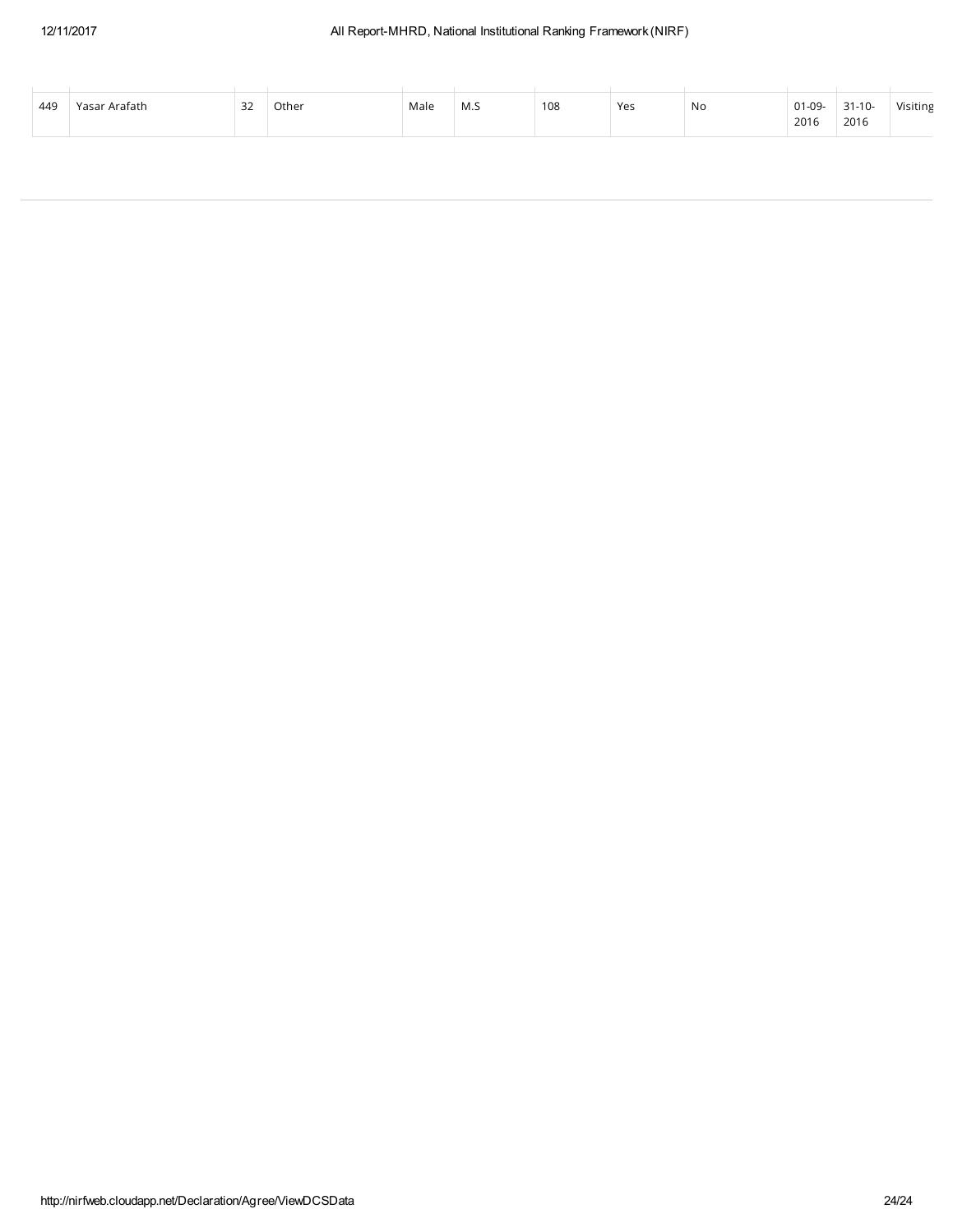| | | | | | | | | | | | |
|---|---|---|---|---|---|---|---|---|---|---|---|
| 449 | Yasar Arafath | 32 | Other | Male | M.S | 108 | Yes | No | 01-09-2016 | 31-10-2016 | Visiting |